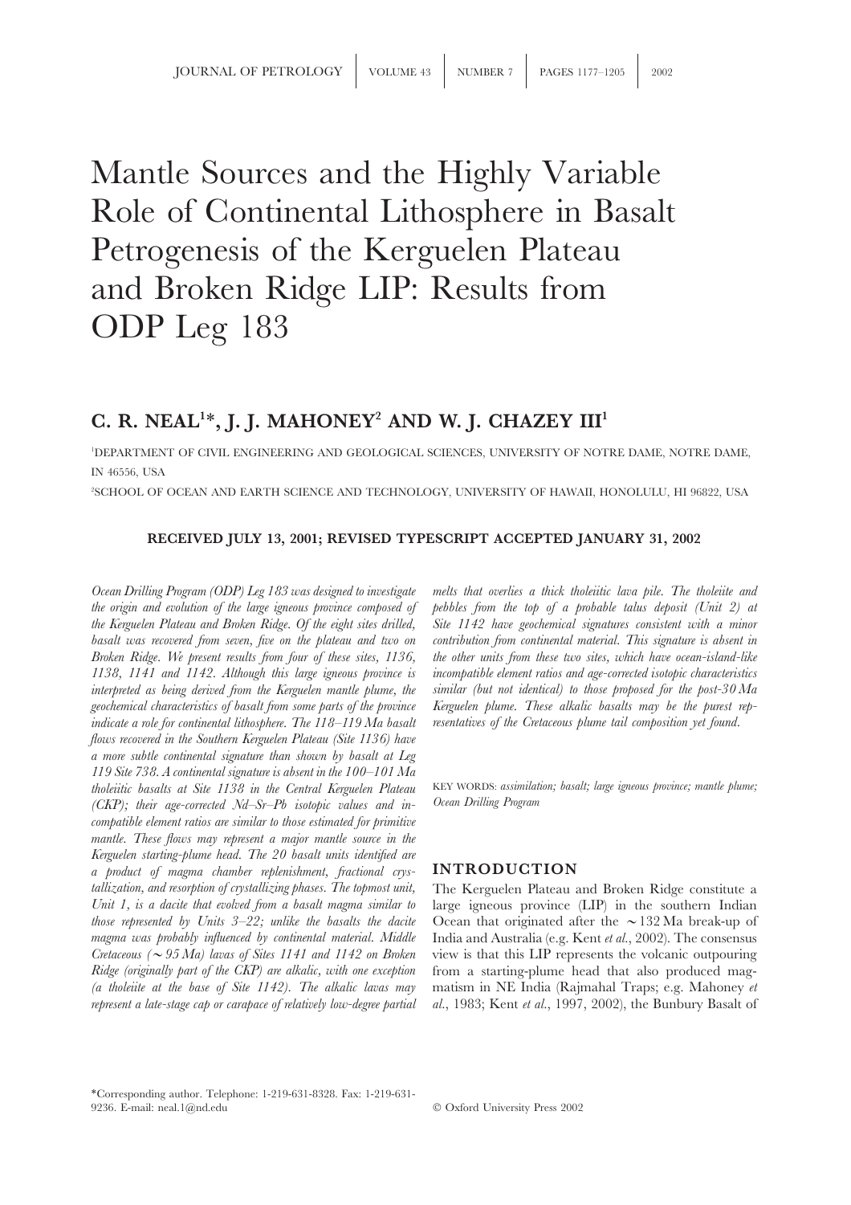# Mantle Sources and the Highly Variable Role of Continental Lithosphere in Basalt Petrogenesis of the Kerguelen Plateau and Broken Ridge LIP: Results from ODP Leg 183

## C. R. NEAL[1]*, J. J. MAHONEY[2] AND W. J. CHAZEY III[1]

[1]DEPARTMENT OF CIVIL ENGINEERING AND GEOLOGICAL SCIENCES, UNIVERSITY OF NOTRE DAME, NOTRE DAME, IN 46556, USA

[2]SCHOOL OF OCEAN AND EARTH SCIENCE AND TECHNOLOGY, UNIVERSITY OF HAWAII, HONOLULU, HI 96822, USA

**RECEIVED JULY 13, 2001; REVISED TYPESCRIPT ACCEPTED JANUARY 31, 2002**

*Ocean Drilling Program (ODP) Leg 183 was designed to investigate the origin and evolution of the large igneous province composed of the Kerguelen Plateau and Broken Ridge. Of the eight sites drilled, basalt was recovered from seven, five on the plateau and two on Broken Ridge. We present results from four of these sites, 1136, 1138, 1141 and 1142. Although this large igneous province is interpreted as being derived from the Kerguelen mantle plume, the geochemical characteristics of basalt from some parts of the province indicate a role for continental lithosphere. The 118–119 Ma basalt flows recovered in the Southern Kerguelen Plateau (Site 1136) have a more subtle continental signature than shown by basalt at Leg 119 Site 738. A continental signature is absent in the 100–101 Ma tholeiitic basalts at Site 1138 in the Central Kerguelen Plateau (CKP); their age-corrected Nd–Sr–Pb isotopic values and incompatible element ratios are similar to those estimated for primitive mantle. These flows may represent a major mantle source in the Kerguelen starting-plume head. The 20 basalt units identified are a product of magma chamber replenishment, fractional crystallization, and resorption of crystallizing phases. The topmost unit, Unit 1, is a dacite that evolved from a basalt magma similar to those represented by Units 3–22; unlike the basalts the dacite magma was probably influenced by continental material. Middle Cretaceous (~95 Ma) lavas of Sites 1141 and 1142 on Broken Ridge (originally part of the CKP) are alkalic, with one exception (a tholeiite at the base of Site 1142). The alkalic lavas may represent a late-stage cap or carapace of relatively low-degree partial melts that overlies a thick tholeiitic lava pile. The tholeiite and pebbles from the top of a probable talus deposit (Unit 2) at Site 1142 have geochemical signatures consistent with a minor contribution from continental material. This signature is absent in the other units from these two sites, which have ocean-island-like incompatible element ratios and age-corrected isotopic characteristics similar (but not identical) to those proposed for the post-30 Ma Kerguelen plume. These alkalic basalts may be the purest representatives of the Cretaceous plume tail composition yet found.*

KEY WORDS: *assimilation; basalt; large igneous province; mantle plume; Ocean Drilling Program*

## INTRODUCTION

The Kerguelen Plateau and Broken Ridge constitute a large igneous province (LIP) in the southern Indian Ocean that originated after the ~132 Ma break-up of India and Australia (e.g. Kent *et al.*, 2002). The consensus view is that this LIP represents the volcanic outpouring from a starting-plume head that also produced magmatism in NE India (Rajmahal Traps; e.g. Mahoney *et al.*, 1983; Kent *et al.*, 1997, 2002), the Bunbury Basalt of

*Corresponding author. Telephone: 1-219-631-8328. Fax: 1-219-631-9236. E-mail: neal.1@nd.edu

© Oxford University Press 2002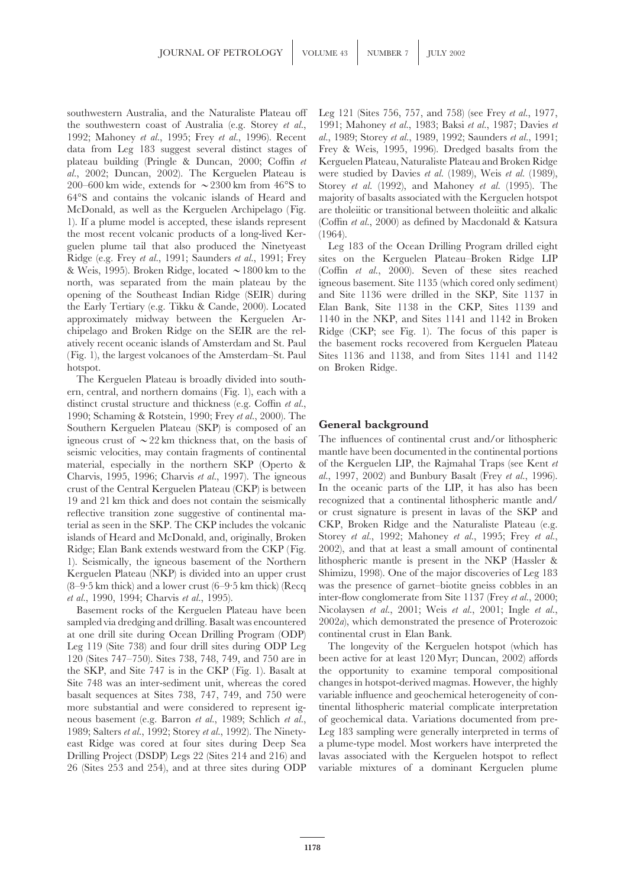southwestern Australia, and the Naturaliste Plateau off the southwestern coast of Australia (e.g. Storey *et al.*, 1992; Mahoney *et al.*, 1995; Frey *et al.*, 1996). Recent data from Leg 183 suggest several distinct stages of plateau building (Pringle & Duncan, 2000; Coffin *et al.*, 2002; Duncan, 2002). The Kerguelen Plateau is 200–600 km wide, extends for ∼2300 km from 46°S to 64°S and contains the volcanic islands of Heard and McDonald, as well as the Kerguelen Archipelago (Fig. 1). If a plume model is accepted, these islands represent the most recent volcanic products of a long-lived Kerguelen plume tail that also produced the Ninetyeast Ridge (e.g. Frey *et al.*, 1991; Saunders *et al.*, 1991; Frey & Weis, 1995). Broken Ridge, located ∼1800 km to the north, was separated from the main plateau by the opening of the Southeast Indian Ridge (SEIR) during the Early Tertiary (e.g. Tikku & Cande, 2000). Located approximately midway between the Kerguelen Archipelago and Broken Ridge on the SEIR are the relatively recent oceanic islands of Amsterdam and St. Paul (Fig. 1), the largest volcanoes of the Amsterdam–St. Paul hotspot.

The Kerguelen Plateau is broadly divided into southern, central, and northern domains (Fig. 1), each with a distinct crustal structure and thickness (e.g. Coffin *et al.*, 1990; Schaming & Rotstein, 1990; Frey *et al.*, 2000). The Southern Kerguelen Plateau (SKP) is composed of an igneous crust of ∼22 km thickness that, on the basis of seismic velocities, may contain fragments of continental material, especially in the northern SKP (Operto & Charvis, 1995, 1996; Charvis *et al.*, 1997). The igneous crust of the Central Kerguelen Plateau (CKP) is between 19 and 21 km thick and does not contain the seismically reflective transition zone suggestive of continental material as seen in the SKP. The CKP includes the volcanic islands of Heard and McDonald, and, originally, Broken Ridge; Elan Bank extends westward from the CKP (Fig. 1). Seismically, the igneous basement of the Northern Kerguelen Plateau (NKP) is divided into an upper crust (8–9·5 km thick) and a lower crust (6–9·5 km thick) (Recq *et al.*, 1990, 1994; Charvis *et al.*, 1995).

Basement rocks of the Kerguelen Plateau have been sampled via dredging and drilling. Basalt was encountered at one drill site during Ocean Drilling Program (ODP) Leg 119 (Site 738) and four drill sites during ODP Leg 120 (Sites 747–750). Sites 738, 748, 749, and 750 are in the SKP, and Site 747 is in the CKP (Fig. 1). Basalt at Site 748 was an inter-sediment unit, whereas the cored basalt sequences at Sites 738, 747, 749, and 750 were more substantial and were considered to represent igneous basement (e.g. Barron *et al.*, 1989; Schlich *et al.*, 1989; Salters *et al.*, 1992; Storey *et al.*, 1992). The Ninetyeast Ridge was cored at four sites during Deep Sea Drilling Project (DSDP) Legs 22 (Sites 214 and 216) and 26 (Sites 253 and 254), and at three sites during ODP Leg 121 (Sites 756, 757, and 758) (see Frey *et al.*, 1977, 1991; Mahoney *et al.*, 1983; Baksi *et al.*, 1987; Davies *et al.*, 1989; Storey *et al.*, 1989, 1992; Saunders *et al.*, 1991; Frey & Weis, 1995, 1996). Dredged basalts from the Kerguelen Plateau, Naturaliste Plateau and Broken Ridge were studied by Davies *et al.* (1989), Weis *et al.* (1989), Storey *et al.* (1992), and Mahoney *et al.* (1995). The majority of basalts associated with the Kerguelen hotspot are tholeiitic or transitional between tholeiitic and alkalic (Coffin *et al.*, 2000) as defined by Macdonald & Katsura (1964).

Leg 183 of the Ocean Drilling Program drilled eight sites on the Kerguelen Plateau–Broken Ridge LIP (Coffin *et al.*, 2000). Seven of these sites reached igneous basement. Site 1135 (which cored only sediment) and Site 1136 were drilled in the SKP, Site 1137 in Elan Bank, Site 1138 in the CKP, Sites 1139 and 1140 in the NKP, and Sites 1141 and 1142 in Broken Ridge (CKP; see Fig. 1). The focus of this paper is the basement rocks recovered from Kerguelen Plateau Sites 1136 and 1138, and from Sites 1141 and 1142 on Broken Ridge.

## General background

The influences of continental crust and/or lithospheric mantle have been documented in the continental portions of the Kerguelen LIP, the Rajmahal Traps (see Kent *et al.*, 1997, 2002) and Bunbury Basalt (Frey *et al.*, 1996). In the oceanic parts of the LIP, it has also has been recognized that a continental lithospheric mantle and/or crust signature is present in lavas of the SKP and CKP, Broken Ridge and the Naturaliste Plateau (e.g. Storey *et al.*, 1992; Mahoney *et al.*, 1995; Frey *et al.*, 2002), and that at least a small amount of continental lithospheric mantle is present in the NKP (Hassler & Shimizu, 1998). One of the major discoveries of Leg 183 was the presence of garnet–biotite gneiss cobbles in an inter-flow conglomerate from Site 1137 (Frey *et al.*, 2000; Nicolaysen *et al.*, 2001; Weis *et al.*, 2001; Ingle *et al.*, 2002*a*), which demonstrated the presence of Proterozoic continental crust in Elan Bank.

The longevity of the Kerguelen hotspot (which has been active for at least 120 Myr; Duncan, 2002) affords the opportunity to examine temporal compositional changes in hotspot-derived magmas. However, the highly variable influence and geochemical heterogeneity of continental lithospheric material complicate interpretation of geochemical data. Variations documented from pre-Leg 183 sampling were generally interpreted in terms of a plume-type model. Most workers have interpreted the lavas associated with the Kerguelen hotspot to reflect variable mixtures of a dominant Kerguelen plume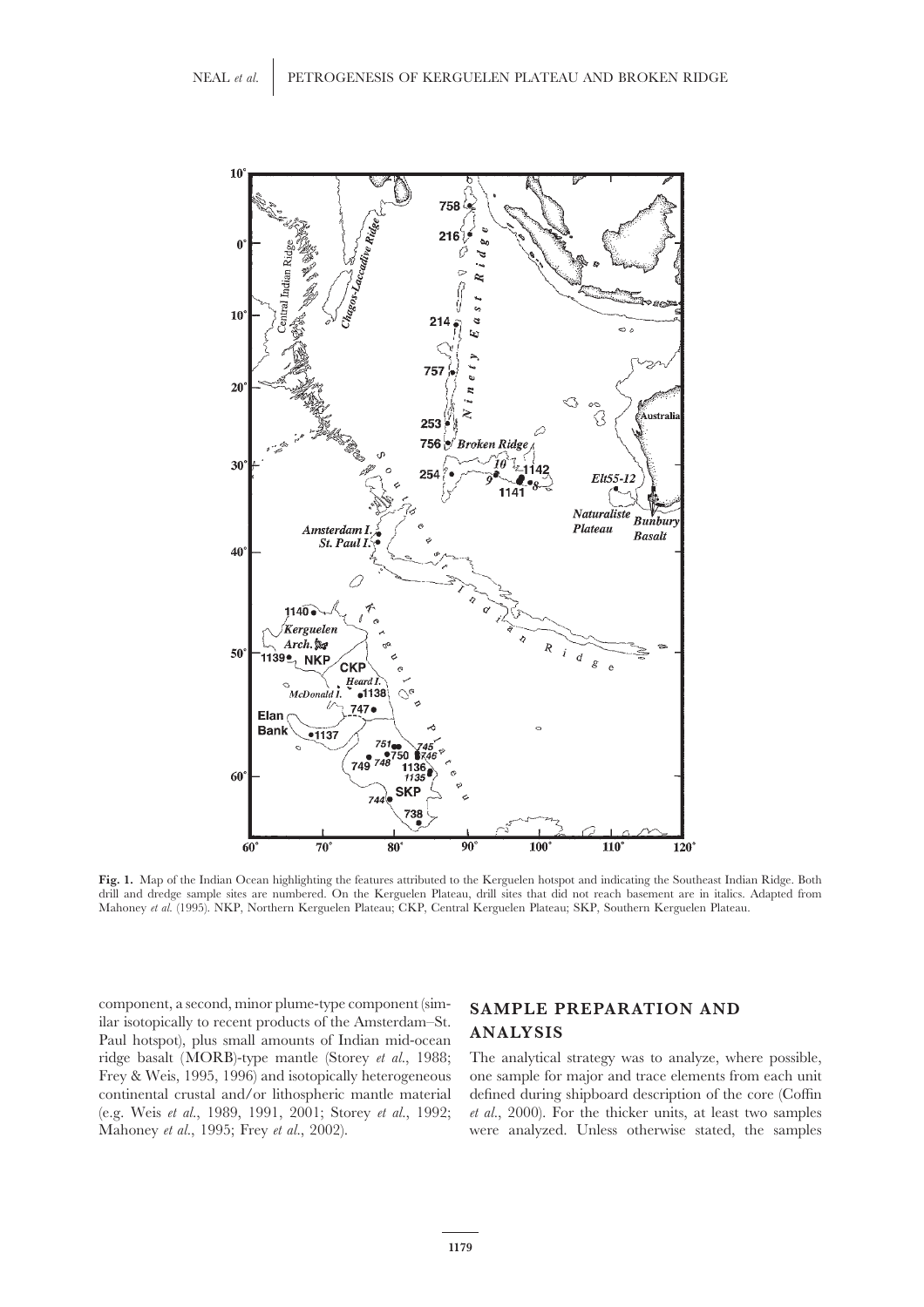**Fig. 1.** Map of the Indian Ocean highlighting the features attributed to the Kerguelen hotspot and indicating the Southeast Indian Ridge. Both drill and dredge sample sites are numbered. On the Kerguelen Plateau, drill sites that did not reach basement are in italics. Adapted from Mahoney *et al.* (1995). NKP, Northern Kerguelen Plateau; CKP, Central Kerguelen Plateau; SKP, Southern Kerguelen Plateau.

component, a second, minor plume-type component (similar isotopically to recent products of the Amsterdam–St. Paul hotspot), plus small amounts of Indian mid-ocean ridge basalt (MORB)-type mantle (Storey *et al.*, 1988; Frey & Weis, 1995, 1996) and isotopically heterogeneous continental crustal and/or lithospheric mantle material (e.g. Weis *et al.*, 1989, 1991, 2001; Storey *et al.*, 1992; Mahoney *et al.*, 1995; Frey *et al.*, 2002).

## SAMPLE PREPARATION AND ANALYSIS

The analytical strategy was to analyze, where possible, one sample for major and trace elements from each unit defined during shipboard description of the core (Coffin *et al.*, 2000). For the thicker units, at least two samples were analyzed. Unless otherwise stated, the samples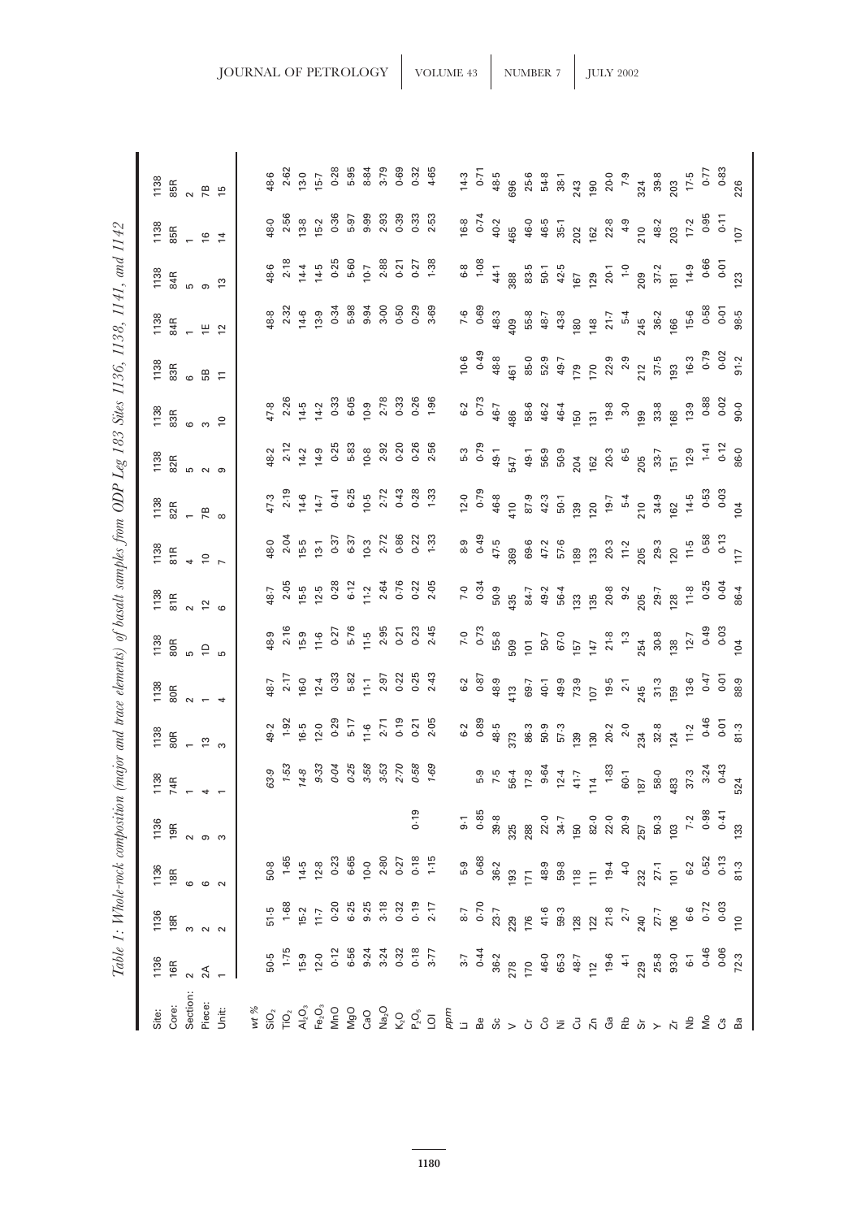*Table 1: Whole-rock composition (major and trace elements) of basalt samples from ODP Leg 183 Sites 1136, 1138, 1141, and 1142*

| Site: | 1136 | 1136 | 1136 | 1136 | 1138 | 1138 | 1138 | 1138 | 1138 | 1138 | 1138 | 1138 | 1138 | 1138 | 1138 | 1138 | 1138 | 1138 |
|---|---|---|---|---|---|---|---|---|---|---|---|---|---|---|---|---|---|---|
| Core: | 16R | 18R | 18R | 19R | 74R | 80R | 80R | 80R | 81R | 81R | 82R | 82R | 83R | 83R | 84R | 84R | 85R | 85R |
| Section: | 2 | 3 | 6 | 2 | 1 | 1 | 2 | 5 | 2 | 4 | 1 | 5 | 6 | 6 | 1 | 5 | 1 | 2 |
| Piece: | 2A | 2 | 6 | 9 | 4 | 13 | 1 | 1D | 12 | 10 | 7B | 2 | 3 | 5B | 1E | 9 | 16 | 7B |
| Unit: | 1 | 2 | 2 | 3 | 1 | 3 | 4 | 5 | 6 | 7 | 8 | 9 | 10 | 11 | 12 | 13 | 14 | 15 |
| *wt %* | | | | | | | | | | | | | | | | | | |
| $SiO_2$ | 50.5 | 51.5 | 50.8 | | *63.9* | 49.2 | 48.7 | 48.9 | 48.7 | 48.0 | 47.3 | 48.2 | 47.8 | | 48.8 | 48.6 | 48.0 | 48.6 |
| $TiO_2$ | 1.75 | 1.68 | 1.65 | | *1.53* | 1.92 | 2.17 | 2.16 | 2.05 | 2.04 | 2.19 | 2.12 | 2.26 | | 2.32 | 2.18 | 2.56 | 2.62 |
| $Al_2O_3$ | 15.9 | 15.2 | 14.5 | | *14.8* | 16.5 | 16.0 | 15.9 | 15.5 | 15.5 | 14.6 | 14.2 | 14.5 | | 14.6 | 14.4 | 13.8 | 13.0 |
| $Fe_2O_3$ | 12.0 | 11.7 | 12.8 | | *9.33* | 12.0 | 12.4 | 11.6 | 12.5 | 13.1 | 14.7 | 14.9 | 14.2 | | 13.9 | 14.5 | 15.2 | 15.7 |
| MnO | 0.12 | 0.20 | 0.23 | | *0.04* | 0.29 | 0.33 | 0.27 | 0.28 | 0.37 | 0.41 | 0.25 | 0.33 | | 0.34 | 0.25 | 0.36 | 0.28 |
| MgO | 6.56 | 6.25 | 6.65 | | *0.25* | 5.17 | 5.82 | 5.76 | 6.12 | 6.37 | 6.25 | 5.83 | 6.05 | | 5.98 | 5.60 | 5.97 | 5.95 |
| CaO | 9.24 | 9.25 | 10.0 | | *3.58* | 11.6 | 11.1 | 11.5 | 11.2 | 10.3 | 10.5 | 10.8 | 10.9 | | 9.94 | 10.7 | 9.99 | 8.84 |
| $Na_2O$ | 3.24 | 3.18 | 2.80 | | *3.53* | 2.71 | 2.97 | 2.95 | 2.64 | 2.72 | 2.72 | 2.92 | 2.78 | | 3.00 | 2.88 | 2.93 | 3.79 |
| $K_2O$ | 0.32 | 0.32 | 0.27 | | *2.70* | 0.19 | 0.22 | 0.21 | 0.76 | 0.86 | 0.43 | 0.20 | 0.33 | | 0.50 | 0.21 | 0.39 | 0.69 |
| $P_2O_5$ | 0.18 | 0.19 | 0.18 | 0.19 | *0.58* | 0.21 | 0.25 | 0.23 | 0.22 | 0.22 | 0.28 | 0.26 | 0.26 | | 0.29 | 0.27 | 0.33 | 0.32 |
| LOI | 3.77 | 2.17 | 1.15 | | *1.69* | 2.05 | 2.43 | 2.45 | 2.05 | 1.33 | 1.33 | 2.56 | 1.96 | | 3.69 | 1.38 | 2.53 | 4.65 |
| *ppm* | | | | | | | | | | | | | | | | | | |
| Li | 3.7 | 8.7 | 5.9 | 9.1 | | 6.2 | 6.2 | 7.0 | 7.0 | 8.9 | 12.0 | 5.3 | 6.2 | 10.6 | 7.6 | 6.8 | 16.8 | 14.3 |
| Be | 0.44 | 0.70 | 0.68 | 0.85 | 5.9 | 0.89 | 0.87 | 0.73 | 0.34 | 0.49 | 0.79 | 0.79 | 0.73 | 0.49 | 0.69 | 1.08 | 0.74 | 0.71 |
| Sc | 36.2 | 23.7 | 36.2 | 39.8 | 7.5 | 48.5 | 48.9 | 55.8 | 50.9 | 47.5 | 46.8 | 49.1 | 46.7 | 48.8 | 48.3 | 44.1 | 40.2 | 48.5 |
| V | 278 | 229 | 193 | 325 | 56.4 | 373 | 413 | 509 | 435 | 369 | 410 | 547 | 486 | 461 | 409 | 388 | 465 | 696 |
| Cr | 170 | 176 | 171 | 288 | 17.8 | 86.3 | 69.7 | 101 | 84.7 | 69.6 | 87.9 | 49.1 | 58.6 | 85.0 | 55.8 | 83.5 | 46.0 | 25.6 |
| Co | 46.0 | 41.6 | 48.9 | 22.0 | 9.64 | 50.9 | 40.1 | 50.7 | 49.2 | 47.2 | 42.3 | 56.9 | 46.2 | 52.9 | 48.7 | 50.1 | 46.5 | 54.8 |
| Ni | 65.3 | 59.3 | 59.8 | 34.7 | 12.4 | 57.3 | 49.9 | 67.0 | 56.4 | 57.6 | 50.1 | 50.9 | 46.4 | 49.7 | 43.8 | 42.5 | 35.1 | 38.1 |
| Cu | 48.7 | 128 | 118 | 150 | 41.7 | 139 | 73.9 | 157 | 133 | 189 | 139 | 204 | 150 | 179 | 180 | 167 | 202 | 243 |
| Zn | 112 | 122 | 111 | 82.0 | 114 | 130 | 107 | 147 | 135 | 133 | 120 | 162 | 131 | 170 | 148 | 129 | 162 | 190 |
| Ga | 19.6 | 21.8 | 19.4 | 22.0 | 1.83 | 20.2 | 19.5 | 21.8 | 20.8 | 20.3 | 19.7 | 20.3 | 19.8 | 22.9 | 21.7 | 20.1 | 22.8 | 20.0 |
| Rb | 4.1 | 2.7 | 4.0 | 20.9 | 60.1 | 2.0 | 2.1 | 1.3 | 9.2 | 11.2 | 5.4 | 6.5 | 3.0 | 2.9 | 5.4 | 1.0 | 4.9 | 7.9 |
| Sr | 229 | 240 | 232 | 257 | 187 | 234 | 245 | 254 | 205 | 205 | 210 | 205 | 199 | 212 | 245 | 209 | 210 | 324 |
| Y | 25.8 | 27.7 | 27.1 | 50.3 | 58.0 | 32.8 | 31.3 | 30.8 | 29.7 | 29.3 | 34.9 | 33.7 | 33.8 | 37.5 | 36.2 | 37.2 | 48.2 | 39.8 |
| Zr | 93.0 | 106 | 101 | 103 | 483 | 124 | 159 | 138 | 128 | 120 | 162 | 151 | 168 | 193 | 166 | 181 | 203 | 203 |
| Nb | 6.1 | 6.6 | 6.2 | 7.2 | 37.3 | 11.2 | 13.6 | 12.7 | 11.8 | 11.5 | 14.5 | 12.9 | 13.9 | 16.3 | 15.6 | 14.9 | 17.2 | 17.5 |
| Mo | 0.46 | 0.72 | 0.52 | 0.98 | 3.24 | 0.46 | 0.47 | 0.49 | 0.25 | 0.58 | 0.53 | 1.41 | 0.88 | 0.79 | 0.58 | 0.66 | 0.95 | 0.77 |
| Cs | 0.06 | 0.03 | 0.13 | 0.41 | 0.43 | 0.01 | 0.01 | 0.03 | 0.04 | 0.13 | 0.03 | 0.12 | 0.02 | 0.02 | 0.01 | 0.01 | 0.11 | 0.83 |
| Ba | 72.3 | 110 | 81.3 | 133 | 524 | 81.3 | 88.9 | 104 | 86.4 | 117 | 104 | 86.0 | 90.0 | 91.2 | 98.5 | 123 | 107 | 226 |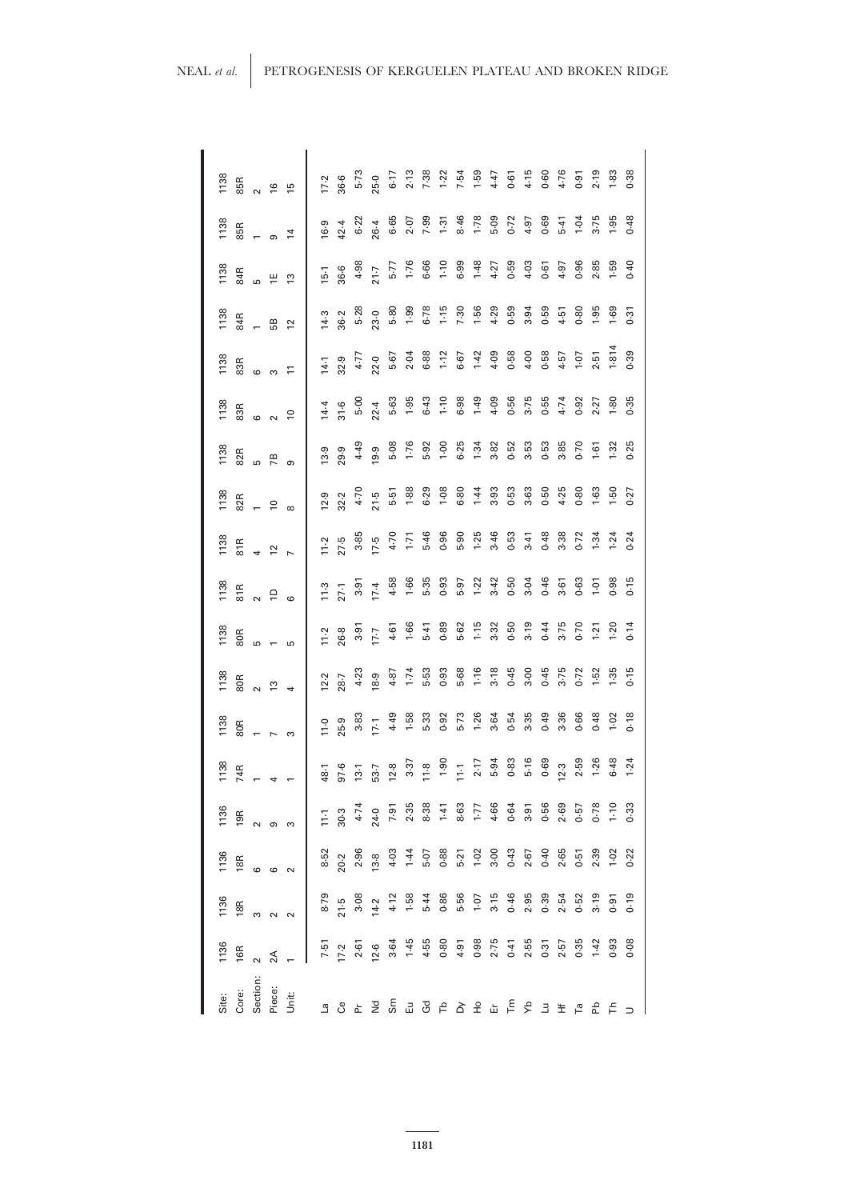| Site: | 1136 | 1136 | 1136 | 1136 | 1138 | 1138 | 1138 | 1138 | 1138 | 1138 | 1138 | 1138 | 1138 | 1138 | 1138 | 1138 | 1138 | 1138 | 1138 |
|---|---|---|---|---|---|---|---|---|---|---|---|---|---|---|---|---|---|---|---|
| Core: | 16R | 18R | 18R | 19R | 74R | 80R | 80R | 80R | 81R | 81R | 82R | 82R | 83R | 83R | 84R | 84R | 85R | 85R |
| Section: | 2 | 3 | 6 | 2 | 1 | 1 | 2 | 5 | 2 | 4 | 1 | 5 | 6 | 6 | 1 | 5 | 1 | 2 |
| Piece: | 2A | 2 | 6 | 9 | 4 | 7 | 13 | 1 | 1D | 12 | 10 | 7B | 2 | 3 | 5B | 1E | 9 | 16 |
| Unit: | 1 | 2 | 2 | 3 | 1 | 3 | 4 | 5 | 6 | 7 | 8 | 9 | 10 | 11 | 12 | 13 | 14 | 15 |
| La | 7·51 | 8·79 | 8·52 | 11·1 | 48·1 | 11·0 | 12·2 | 11·2 | 11·3 | 11·2 | 12·9 | 13·9 | 14·4 | 14·1 | 14·3 | 15·1 | 16·9 | 17·2 |
| Ce | 17·2 | 21·5 | 20·2 | 30·3 | 97·6 | 25·9 | 28·7 | 26·8 | 27·1 | 27·5 | 32·2 | 29·9 | 31·6 | 32·9 | 36·2 | 36·6 | 42·4 | 36·6 |
| Pr | 2·61 | 3·08 | 2·96 | 4·74 | 13·1 | 3·83 | 4·23 | 3·91 | 3·91 | 3·85 | 4·70 | 4·49 | 5·00 | 4·77 | 5·28 | 4·98 | 6·22 | 5·73 |
| Nd | 12·6 | 14·2 | 13·8 | 24·0 | 53·7 | 17·1 | 18·9 | 17·7 | 17·4 | 17·5 | 21·5 | 19·9 | 22·4 | 22·0 | 23·0 | 21·7 | 26·4 | 25·0 |
| Sm | 3·64 | 4·12 | 4·03 | 7·91 | 12·8 | 4·49 | 4·87 | 4·61 | 4·58 | 4·70 | 5·51 | 5·08 | 5·63 | 5·67 | 5·80 | 5·77 | 6·65 | 6·17 |
| Eu | 1·45 | 1·58 | 1·44 | 2·35 | 3·37 | 1·58 | 1·74 | 1·66 | 1·66 | 1·71 | 1·88 | 1·76 | 1·95 | 2·04 | 1·99 | 1·76 | 2·07 | 2·13 |
| Gd | 4·55 | 5·44 | 5·07 | 8·38 | 11·8 | 5·33 | 5·53 | 5·41 | 5·35 | 5·46 | 6·29 | 5·92 | 6·43 | 6·88 | 6·78 | 6·66 | 7·99 | 7·38 |
| Tb | 0·80 | 0·86 | 0·88 | 1·41 | 1·90 | 0·92 | 0·93 | 0·89 | 0·93 | 0·96 | 1·08 | 1·00 | 1·10 | 1·12 | 1·15 | 1·10 | 1·31 | 1·22 |
| Dy | 4·91 | 5·56 | 5·21 | 8·63 | 11·1 | 5·73 | 5·68 | 5·62 | 5·97 | 5·90 | 6·80 | 6·25 | 6·98 | 6·67 | 7·30 | 6·99 | 8·46 | 7·54 |
| Ho | 0·98 | 1·07 | 1·02 | 1·77 | 2·17 | 1·26 | 1·16 | 1·15 | 1·22 | 1·25 | 1·44 | 1·34 | 1·49 | 1·42 | 1·56 | 1·48 | 1·78 | 1·59 |
| Er | 2·75 | 3·15 | 3·00 | 4·66 | 5·94 | 3·64 | 3·18 | 3·32 | 3·42 | 3·46 | 3·93 | 3·82 | 4·09 | 4·09 | 4·29 | 4·27 | 5·09 | 4·47 |
| Tm | 0·41 | 0·46 | 0·43 | 0·64 | 0·83 | 0·54 | 0·45 | 0·50 | 0·50 | 0·53 | 0·53 | 0·52 | 0·56 | 0·58 | 0·59 | 0·59 | 0·72 | 0·61 |
| Yb | 2·55 | 2·95 | 2·67 | 3·91 | 5·16 | 3·35 | 3·00 | 3·19 | 3·04 | 3·41 | 3·63 | 3·53 | 3·75 | 4·00 | 3·94 | 4·03 | 4·97 | 4·15 |
| Lu | 0·31 | 0·39 | 0·40 | 0·56 | 0·69 | 0·49 | 0·45 | 0·44 | 0·46 | 0·48 | 0·50 | 0·53 | 0·55 | 0·58 | 0·59 | 0·61 | 0·69 | 0·60 |
| Hf | 2·57 | 2·54 | 2·65 | 2·69 | 12·3 | 3·36 | 3·75 | 3·75 | 3·61 | 3·38 | 4·25 | 3·85 | 4·74 | 4·57 | 4·51 | 4·97 | 5·41 | 4·76 |
| Ta | 0·35 | 0·52 | 0·51 | 0·57 | 2·59 | 0·66 | 0·72 | 0·70 | 0·63 | 0·72 | 0·80 | 0·70 | 0·92 | 1·07 | 0·80 | 0·96 | 1·04 | 0·91 |
| Pb | 1·42 | 3·19 | 2·39 | 0·78 | 1·26 | 0·48 | 1·52 | 1·21 | 1·01 | 1·34 | 1·63 | 1·61 | 2·27 | 2·51 | 1·95 | 2·85 | 3·75 | 2·19 |
| Th | 0·93 | 0·91 | 1·02 | 1·10 | 6·48 | 1·02 | 1·35 | 1·20 | 0·98 | 1·24 | 1·50 | 1·32 | 1·80 | 1·814 | 1·69 | 1·59 | 1·95 | 1·83 |
| U | 0·08 | 0·19 | 0·22 | 0·33 | 1·24 | 0·18 | 0·15 | 0·14 | 0·15 | 0·24 | 0·27 | 0·25 | 0·35 | 0·39 | 0·31 | 0·40 | 0·48 | 0·38 |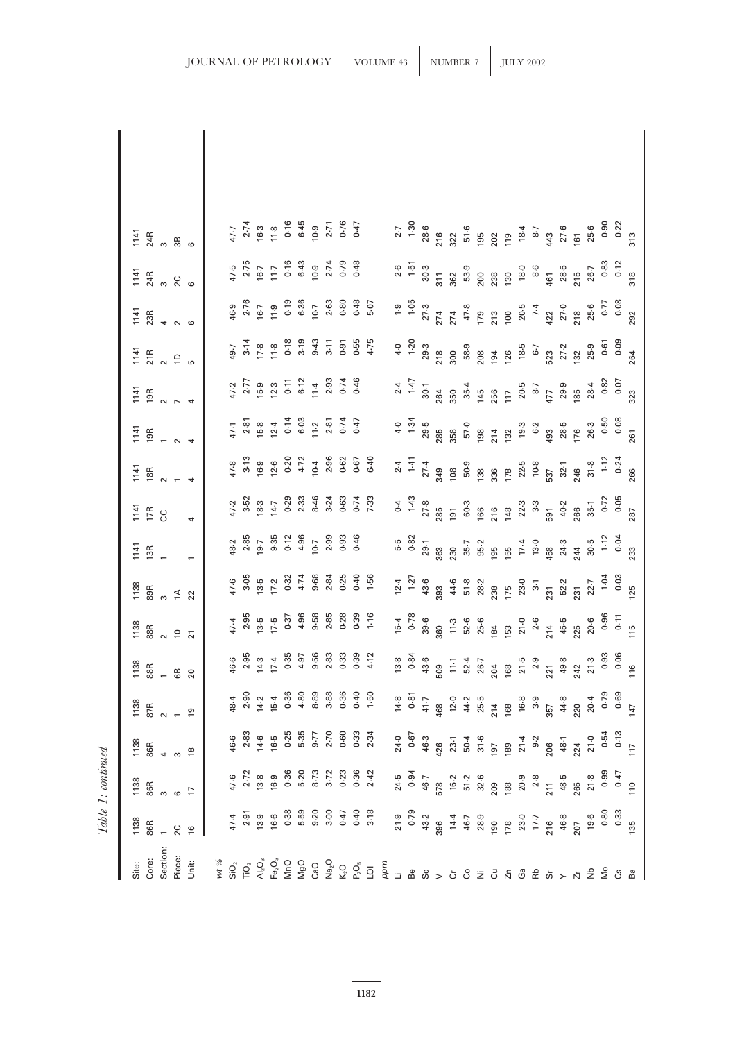*Table 1: continued*

| Site: | 1138 | 1138 | 1138 | 1138 | 1138 | 1138 | 1138 | 1141 | 1141 | 1141 | 1141 | 1141 | 1141 | 1141 | 1141 | 1141 |
|---|---|---|---|---|---|---|---|---|---|---|---|---|---|---|---|---|
| Core: | 86R | 86R | 86R | 87R | 88R | 88R | 89R | 13R | 17R | 18R | 19R | 19R | 21R | 23R | 24R | 24R |
| Section: | 1 | 3 | 4 | 2 | 1 | 2 | 3 | 1 | CC | 2 | 1 | 2 | 2 | 4 | 3 | 3 |
| Piece: | 2C | 6 | 3 | 1 | 6B | 10 | 1A | | | 1 | 2 | 7 | 1D | 2 | 2C | 3B |
| Unit: | 16 | 17 | 18 | 19 | 20 | 21 | 22 | 1 | 4 | 4 | 4 | 4 | 5 | 6 | 6 | 6 |
| *wt %* | | | | | | | | | | | | | | | | |
| $SiO_2$ | 47.4 | 47.6 | 46.6 | 48.4 | 46.6 | 47.4 | 47.6 | 48.2 | 47.2 | 47.8 | 47.1 | 47.2 | 49.7 | 46.9 | 47.5 | 47.7 |
| $TiO_2$ | 2.91 | 2.72 | 2.83 | 2.90 | 2.95 | 2.95 | 3.05 | 2.85 | 3.52 | 3.13 | 2.81 | 2.77 | 3.14 | 2.76 | 2.75 | 2.74 |
| $Al_2O_3$ | 13.9 | 13.8 | 14.6 | 14.2 | 14.3 | 13.5 | 13.5 | 19.7 | 18.3 | 16.9 | 15.8 | 15.9 | 17.8 | 16.7 | 16.7 | 16.3 |
| $Fe_2O_3$ | 16.6 | 16.9 | 16.5 | 15.4 | 17.4 | 17.5 | 17.2 | 9.35 | 14.7 | 12.6 | 12.4 | 12.3 | 11.8 | 11.9 | 11.7 | 11.8 |
| MnO | 0.38 | 0.36 | 0.25 | 0.36 | 0.35 | 0.37 | 0.32 | 0.12 | 0.29 | 0.20 | 0.14 | 0.11 | 0.18 | 0.19 | 0.16 | 0.16 |
| MgO | 5.59 | 5.20 | 5.35 | 4.80 | 4.97 | 4.96 | 4.74 | 4.96 | 2.33 | 4.72 | 6.03 | 6.12 | 3.19 | 6.36 | 6.43 | 6.45 |
| CaO | 9.20 | 8.73 | 9.77 | 8.89 | 9.56 | 9.58 | 9.68 | 10.7 | 8.46 | 10.4 | 11.2 | 11.4 | 9.43 | 10.7 | 10.9 | 10.9 |
| $Na_2O$ | 3.00 | 3.72 | 2.70 | 3.88 | 2.83 | 2.85 | 2.84 | 2.99 | 3.24 | 2.96 | 2.81 | 2.93 | 3.11 | 2.63 | 2.74 | 2.71 |
| $K_2O$ | 0.47 | 0.23 | 0.60 | 0.36 | 0.33 | 0.28 | 0.25 | 0.93 | 0.63 | 0.62 | 0.74 | 0.74 | 0.91 | 0.80 | 0.79 | 0.76 |
| $P_2O_5$ | 0.40 | 0.36 | 0.33 | 0.40 | 0.39 | 0.39 | 0.40 | 0.46 | 0.74 | 0.67 | 0.47 | 0.46 | 0.55 | 0.48 | 0.48 | 0.47 |
| LOI | 3.18 | 2.42 | 2.34 | 1.50 | 4.12 | 1.16 | 1.56 | | 7.33 | 6.40 | | | 4.75 | 5.07 | | |
| *ppm* | | | | | | | | | | | | | | | | |
| Li | 21.9 | 24.5 | 24.0 | 14.8 | 13.8 | 15.4 | 12.4 | 5.5 | 0.4 | 2.4 | 4.0 | 2.4 | 4.0 | 1.9 | 2.6 | 2.7 |
| Be | 0.79 | 0.94 | 0.67 | 0.81 | 0.84 | 0.78 | 1.27 | 0.82 | 1.43 | 1.41 | 1.34 | 1.47 | 1.20 | 1.05 | 1.51 | 1.30 |
| Sc | 43.2 | 46.7 | 46.3 | 41.7 | 43.6 | 39.6 | 43.6 | 29.1 | 27.8 | 27.4 | 29.5 | 30.1 | 29.3 | 27.3 | 30.3 | 28.6 |
| V | 396 | 578 | 426 | 468 | 509 | 360 | 393 | 363 | 285 | 349 | 285 | 264 | 218 | 274 | 311 | 216 |
| Cr | 14.4 | 16.2 | 23.1 | 12.0 | 11.1 | 11.3 | 44.6 | 230 | 191 | 108 | 358 | 350 | 300 | 274 | 362 | 322 |
| Co | 46.7 | 51.2 | 50.4 | 44.2 | 52.4 | 52.6 | 51.8 | 35.7 | 60.3 | 50.9 | 57.0 | 35.4 | 58.9 | 47.8 | 53.9 | 51.6 |
| Ni | 28.9 | 32.6 | 31.6 | 25.5 | 26.7 | 25.6 | 28.2 | 95.2 | 166 | 138 | 198 | 145 | 208 | 179 | 200 | 195 |
| Cu | 190 | 209 | 197 | 214 | 204 | 184 | 238 | 195 | 216 | 336 | 214 | 256 | 194 | 213 | 238 | 202 |
| Zn | 178 | 188 | 189 | 168 | 168 | 153 | 175 | 155 | 148 | 178 | 132 | 117 | 126 | 100 | 130 | 119 |
| Ga | 23.0 | 20.9 | 21.4 | 16.8 | 21.5 | 21.0 | 23.0 | 17.4 | 22.3 | 22.5 | 19.3 | 20.5 | 18.5 | 20.5 | 18.0 | 18.4 |
| Rb | 17.7 | 2.8 | 9.2 | 3.9 | 2.9 | 2.6 | 3.1 | 13.0 | 3.3 | 10.8 | 6.2 | 8.7 | 6.7 | 7.4 | 8.6 | 8.7 |
| Sr | 216 | 211 | 206 | 357 | 221 | 214 | 231 | 458 | 591 | 537 | 493 | 477 | 523 | 422 | 461 | 443 |
| Y | 46.8 | 48.5 | 48.1 | 44.8 | 49.8 | 45.5 | 52.2 | 24.3 | 40.2 | 32.1 | 28.5 | 29.9 | 27.2 | 27.0 | 28.5 | 27.6 |
| Zr | 207 | 265 | 224 | 220 | 242 | 225 | 231 | 244 | 266 | 246 | 176 | 185 | 132 | 218 | 215 | 161 |
| Nb | 19.6 | 21.8 | 21.0 | 20.4 | 21.3 | 20.6 | 22.7 | 30.5 | 35.1 | 31.8 | 26.3 | 28.4 | 25.9 | 25.6 | 26.7 | 25.6 |
| Mo | 0.80 | 0.99 | 0.54 | 0.79 | 0.93 | 0.96 | 1.04 | 1.12 | 0.72 | 1.12 | 0.50 | 0.82 | 0.61 | 0.77 | 0.83 | 0.90 |
| Cs | 0.33 | 0.47 | 0.13 | 0.69 | 0.06 | 0.11 | 0.03 | 0.04 | 0.05 | 0.24 | 0.08 | 0.07 | 0.09 | 0.08 | 0.12 | 0.22 |
| Ba | 135 | 110 | 117 | 147 | 116 | 115 | 125 | 233 | 287 | 266 | 261 | 323 | 264 | 292 | 318 | 313 |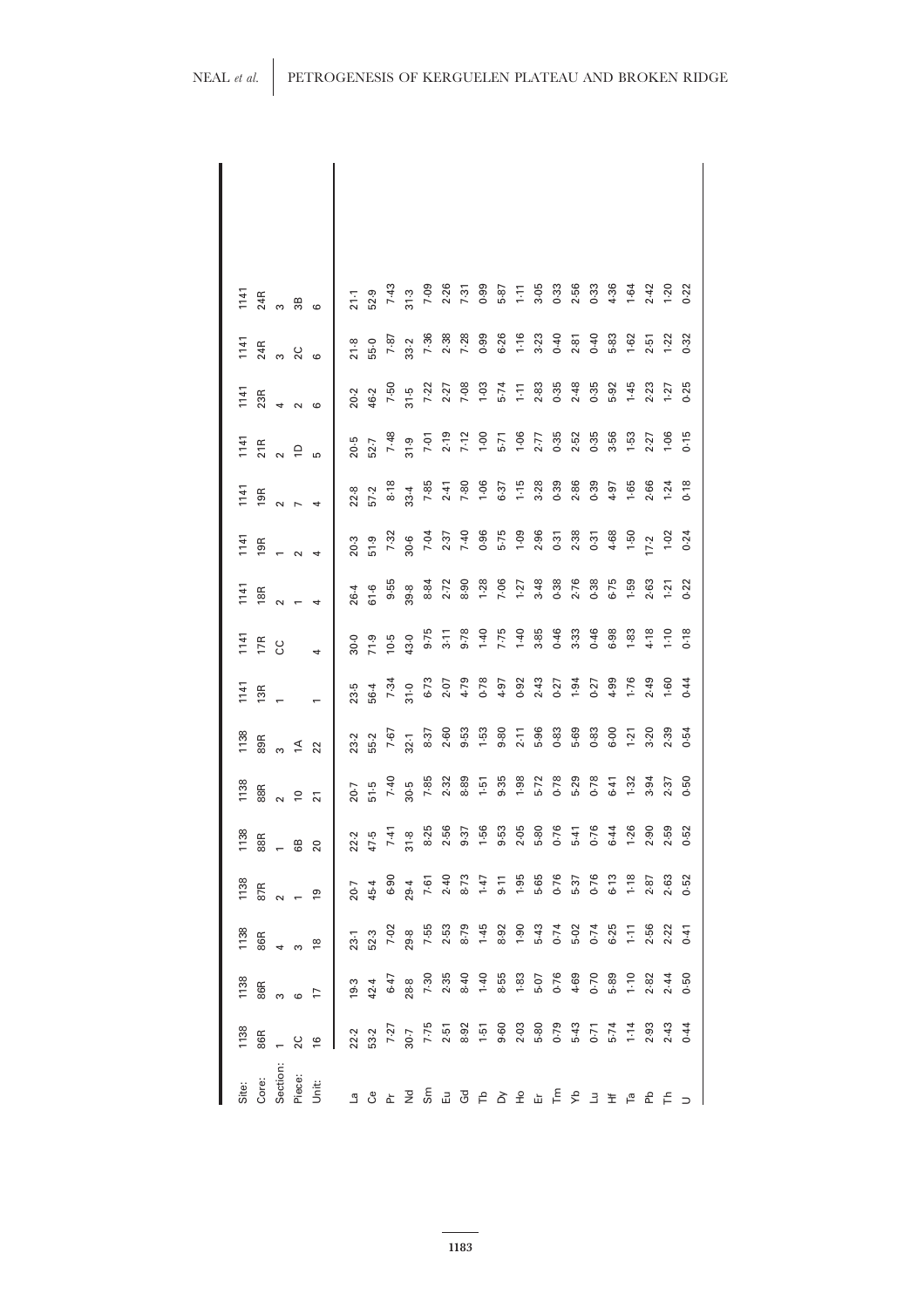| Site: | 1138 | 1138 | 1138 | 1138 | 1138 | 1138 | 1138 | 1141 | 1141 | 1141 | 1141 | 1141 | 1141 | 1141 | 1141 | 1141 |
|---|---|---|---|---|---|---|---|---|---|---|---|---|---|---|---|---|
| Core: | 86R | 86R | 86R | 87R | 88R | 88R | 89R | 13R | 17R | 18R | 19R | 19R | 21R | 23R | 24R | 24R |
| Section: | 1 | 3 | 4 | 2 | 1 | 2 | 3 | 1 | CC | 2 | 1 | 2 | 2 | 4 | 3 | 3 |
| Piece: | 2C | 6 | 3 | 1 | 6B | 10 | 1A | | | 1 | 2 | 7 | 1D | 2 | 2C | 3B |
| Unit: | 16 | 17 | 18 | 19 | 20 | 21 | 22 | 1 | 4 | 4 | 4 | 4 | 5 | 6 | 6 | 6 |
| La | 22·2 | 19·3 | 23·1 | 20·7 | 22·2 | 20·7 | 23·2 | 23·5 | 30·0 | 26·4 | 20·3 | 22·8 | 20·5 | 20·2 | 21·8 | 21·1 |
| Ce | 53·2 | 42·4 | 52·3 | 45·4 | 47·5 | 51·5 | 55·2 | 56·4 | 71·9 | 61·6 | 51·9 | 57·2 | 52·7 | 46·2 | 55·0 | 52·9 |
| Pr | 7·27 | 6·47 | 7·02 | 6·90 | 7·41 | 7·40 | 7·67 | 7·34 | 10·5 | 9·55 | 7·32 | 8·18 | 7·48 | 7·50 | 7·87 | 7·43 |
| Nd | 30·7 | 28·8 | 29·8 | 29·4 | 31·8 | 30·5 | 32·1 | 31·0 | 43·0 | 39·8 | 30·6 | 33·4 | 31·9 | 31·5 | 33·2 | 31·3 |
| Sm | 7·75 | 7·30 | 7·55 | 7·61 | 8·25 | 7·85 | 8·37 | 6·73 | 9·75 | 8·84 | 7·04 | 7·85 | 7·01 | 7·22 | 7·36 | 7·09 |
| Eu | 2·51 | 2·35 | 2·53 | 2·40 | 2·56 | 2·32 | 2·60 | 2·07 | 3·11 | 2·72 | 2·37 | 2·41 | 2·19 | 2·27 | 2·38 | 2·26 |
| Gd | 8·92 | 8·40 | 8·79 | 8·73 | 9·37 | 8·89 | 9·53 | 4·79 | 9·78 | 8·90 | 7·40 | 7·80 | 7·12 | 7·08 | 7·28 | 7·31 |
| Tb | 1·51 | 1·40 | 1·45 | 1·47 | 1·56 | 1·51 | 1·53 | 0·78 | 1·40 | 1·28 | 0·96 | 1·06 | 1·00 | 1·03 | 0·99 | 0·99 |
| Dy | 9·60 | 8·55 | 8·92 | 9·11 | 9·53 | 9·35 | 9·80 | 4·97 | 7·75 | 7·06 | 5·75 | 6·37 | 5·71 | 5·74 | 6·26 | 5·87 |
| Ho | 2·03 | 1·83 | 1·90 | 1·95 | 2·05 | 1·98 | 2·11 | 0·92 | 1·40 | 1·27 | 1·09 | 1·15 | 1·06 | 1·11 | 1·16 | 1·11 |
| Er | 5·80 | 5·07 | 5·43 | 5·65 | 5·80 | 5·72 | 5·96 | 2·43 | 3·85 | 3·48 | 2·96 | 3·28 | 2·77 | 2·83 | 3·23 | 3·05 |
| Tm | 0·79 | 0·76 | 0·74 | 0·76 | 0·76 | 0·78 | 0·83 | 0·27 | 0·46 | 0·38 | 0·31 | 0·39 | 0·35 | 0·35 | 0·40 | 0·33 |
| Yb | 5·43 | 4·69 | 5·02 | 5·37 | 5·41 | 5·29 | 5·69 | 1·94 | 3·33 | 2·76 | 2·38 | 2·86 | 2·52 | 2·48 | 2·81 | 2·56 |
| Lu | 0·71 | 0·70 | 0·74 | 0·76 | 0·76 | 0·78 | 0·83 | 0·27 | 0·46 | 0·38 | 0·31 | 0·39 | 0·35 | 0·35 | 0·40 | 0·33 |
| Hf | 5·74 | 5·89 | 6·25 | 6·13 | 6·44 | 6·41 | 6·00 | 4·99 | 6·98 | 6·75 | 4·68 | 4·97 | 3·56 | 5·92 | 5·83 | 4·36 |
| Ta | 1·14 | 1·10 | 1·11 | 1·18 | 1·26 | 1·32 | 1·21 | 1·76 | 1·83 | 1·59 | 1·50 | 1·65 | 1·53 | 1·45 | 1·62 | 1·64 |
| Pb | 2·93 | 2·82 | 2·56 | 2·87 | 2·90 | 3·94 | 3·20 | 2·49 | 4·18 | 2·63 | 17·2 | 2·66 | 2·27 | 2·23 | 2·51 | 2·42 |
| Th | 2·43 | 2·44 | 2·22 | 2·63 | 2·59 | 2·37 | 2·39 | 1·60 | 1·10 | 1·21 | 1·02 | 1·24 | 1·06 | 1·27 | 1·22 | 1·20 |
| U | 0·44 | 0·50 | 0·41 | 0·52 | 0·52 | 0·50 | 0·54 | 0·44 | 0·18 | 0·22 | 0·24 | 0·18 | 0·15 | 0·25 | 0·32 | 0·22 |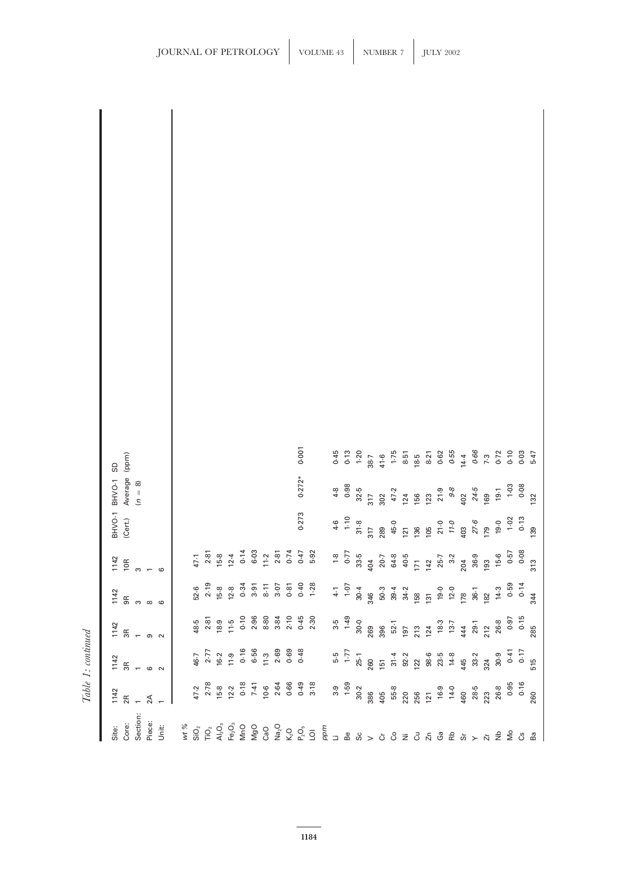*Table 1: continued*

| Site: | 1142 | 1142 | 1142 | 1142 | 1142 | BHVO-1 | BHVO-1 | SD |
|---|---|---|---|---|---|---|---|---|
| Core: | 2R | 3R | 3R | 9R | 10R | (Cert.) | Average | (ppm) |
| Section: | 1 | 1 | 1 | 3 | 3 | | $(n = 8)$ | |
| Piece: | 2A | 6 | 9 | 8 | 1 | | | |
| Unit: | 1 | 2 | 2 | 6 | 6 | | | |
| *wt %* | | | | | | | | |
| $SiO_2$ | 47·2 | 46·7 | 48·5 | 52·6 | 47·1 | | | |
| $TiO_2$ | 2·78 | 2·77 | 2·81 | 2·19 | 2·81 | | | |
| $Al_2O_3$ | 15·8 | 16·2 | 18·9 | 15·8 | 15·8 | | | |
| $Fe_2O_3$ | 12·2 | 11·9 | 11·5 | 12·8 | 12·4 | | | |
| MnO | 0·18 | 0·16 | 0·10 | 0·34 | 0·14 | | | |
| MgO | 7·41 | 6·56 | 2·96 | 3·91 | 6·03 | | | |
| CaO | 10·6 | 11·3 | 8·80 | 8·11 | 11·2 | | | |
| $Na_2O$ | 2·64 | 2·69 | 3·84 | 3·07 | 2·81 | | | |
| $K_2O$ | 0·66 | 0·69 | 2·10 | 0·81 | 0·74 | | | |
| $P_2O_5$ | 0·49 | 0·48 | 0·45 | 0·40 | 0·47 | 0·273 | 0·272* | 0·001 |
| LOI | 3·18 | | 2·30 | 1·28 | 5·92 | | | |
| *ppm* | | | | | | | | |
| Li | 3·9 | 5·5 | 3·5 | 4·1 | 1·8 | 4·6 | 4·8 | 0·45 |
| Be | 1·59 | 1·77 | 1·49 | 1·07 | 0·77 | 1·10 | 0·98 | 0·13 |
| Sc | 30·2 | 25·1 | 30·0 | 30·4 | 33·5 | 31·8 | 32·5 | 1·20 |
| V | 386 | 260 | 269 | 346 | 404 | 317 | 317 | 38·7 |
| Cr | 405 | 151 | 396 | 50·3 | 20·7 | 289 | 302 | 41·6 |
| Co | 55·8 | 31·4 | 52·1 | 39·4 | 64·8 | 45·0 | 47·2 | 1·75 |
| Ni | 220 | 92·2 | 197 | 34·2 | 40·5 | 121 | 124 | 8·51 |
| Cu | 256 | 122 | 213 | 158 | 171 | 136 | 156 | 18·5 |
| Zn | 121 | 98·6 | 124 | 131 | 142 | 105 | 123 | 8·21 |
| Ga | 16·9 | 23·5 | 18·3 | 19·0 | 25·7 | 21·0 | 21·9 | 0·62 |
| Rb | 14·0 | 14·8 | 13·7 | 12·0 | 3·2 | *11·0* | *9·8* | *0·55* |
| Sr | 460 | 445 | 444 | 178 | 204 | 403 | 402 | 14·4 |
| Y | 28·5 | 33·2 | 29·1 | 36·1 | 36·9 | *27·6* | *24·5* | *0·66* |
| Zr | 223 | 324 | 212 | 182 | 193 | 179 | 169 | 7·3 |
| Nb | 26·8 | 30·9 | 26·8 | 14·3 | 15·6 | 19·0 | 19·1 | 0·72 |
| Mo | 0·95 | 0·41 | 0·97 | 0·59 | 0·57 | 1·02 | 1·03 | 0·10 |
| Cs | 0·16 | 0·17 | 0·15 | 0·14 | 0·08 | 0·13 | 0·08 | 0·03 |
| Ba | 260 | 515 | 285 | 344 | 313 | 139 | 132 | 5·47 |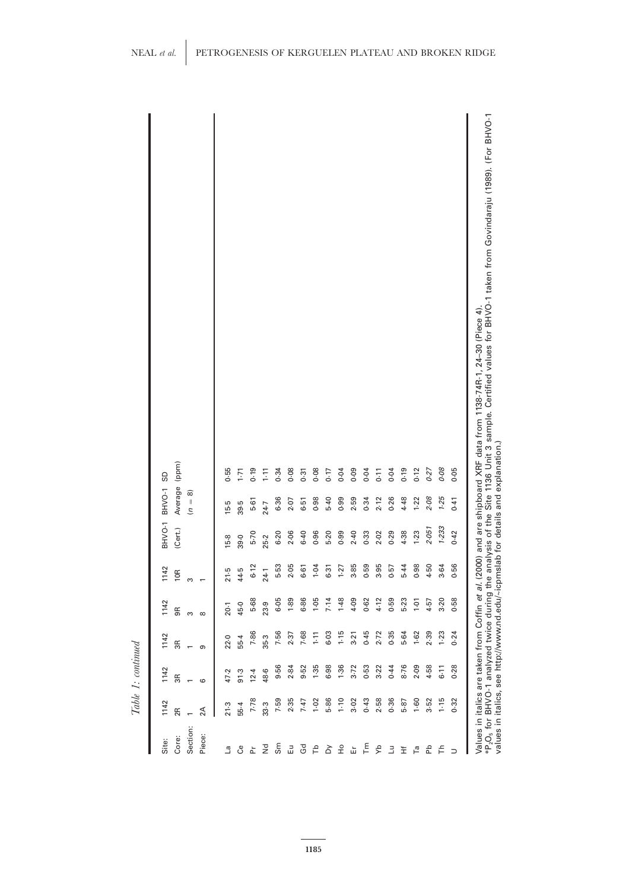Table 1: *continued*

| Site: | 1142 | 1142 | 1142 | 1142 | 1142 | BHVO-1 | BHVO-1 | SD |
|---|---|---|---|---|---|---|---|---|
| Core: | 2R | 3R | 3R | 9R | 10R | (Cert.) | Average | (ppm) |
| Section: | 1 | 1 | 1 | 3 | 3 | | ($n = 8$) | |
| Piece: | 2A | 6 | 9 | 8 | 1 | | | |
| La | 21·3 | 47·2 | 22·0 | 20·1 | 21·5 | 15·8 | 15·5 | 0·55 |
| Ce | 55·4 | 91·3 | 55·4 | 45·0 | 44·5 | 39·0 | 39·5 | 1·71 |
| Pr | 7·78 | 12·4 | 7·86 | 5·68 | 6·12 | 5·70 | 5·61 | 0·19 |
| Nd | 33·3 | 48·6 | 35·3 | 23·9 | 24·1 | 25·2 | 24·7 | 1·11 |
| Sm | 7·59 | 9·56 | 7·56 | 6·05 | 5·53 | 6·20 | 6·36 | 0·34 |
| Eu | 2·35 | 2·84 | 2·37 | 1·89 | 2·05 | 2·06 | 2·07 | 0·08 |
| Gd | 7·47 | 9·52 | 7·68 | 6·86 | 6·61 | 6·40 | 6·51 | 0·31 |
| Tb | 1·02 | 1·35 | 1·11 | 1·05 | 1·04 | 0·96 | 0·98 | 0·08 |
| Dy | 5·86 | 6·98 | 6·03 | 7·14 | 6·31 | 5·20 | 5·40 | 0·17 |
| Ho | 1·10 | 1·36 | 1·15 | 1·48 | 1·27 | 0·99 | 0·99 | 0·04 |
| Er | 3·02 | 3·72 | 3·21 | 4·09 | 3·85 | 2·40 | 2·59 | 0·09 |
| Tm | 0·43 | 0·53 | 0·45 | 0·62 | 0·59 | 0·33 | 0·34 | 0·04 |
| Yb | 2·58 | 3·22 | 2·72 | 4·12 | 3·95 | 2·02 | 2·12 | 0·11 |
| Lu | 0·36 | 0·44 | 0·35 | 0·59 | 0·57 | 0·29 | 0·26 | 0·04 |
| Hf | 5·87 | 8·76 | 5·64 | 5·23 | 5·44 | 4·38 | 4·48 | 0·19 |
| Ta | 1·60 | 2·09 | 1·62 | 1·01 | 0·98 | 1·23 | 1·22 | 0·12 |
| Pb | 3·52 | 4·58 | 2·39 | 4·57 | 4·50 | *2·051* | *2·08* | *0·27* |
| Th | 1·15 | 6·11 | 1·23 | 3·20 | 3·64 | *1·233* | *1·25* | *0·08* |
| U | 0·32 | 0·28 | 0·24 | 0·58 | 0·56 | 0·42 | 0·41 | 0·05 |

Values in italics are taken from Coffin *et al.* (2000) and are shipboard XRF data from 1138-74R-1, 24–30 (Piece 4).
*$P_2O_5$ for BHVO-1 analyzed twice during the analysis of the Site 1136 Unit 3 sample. Certified values for BHVO-1 taken from Govindaraju (1989). (For BHVO-1 values in italics, see http://www.nd.edu/~icpmslab for details and explanation.)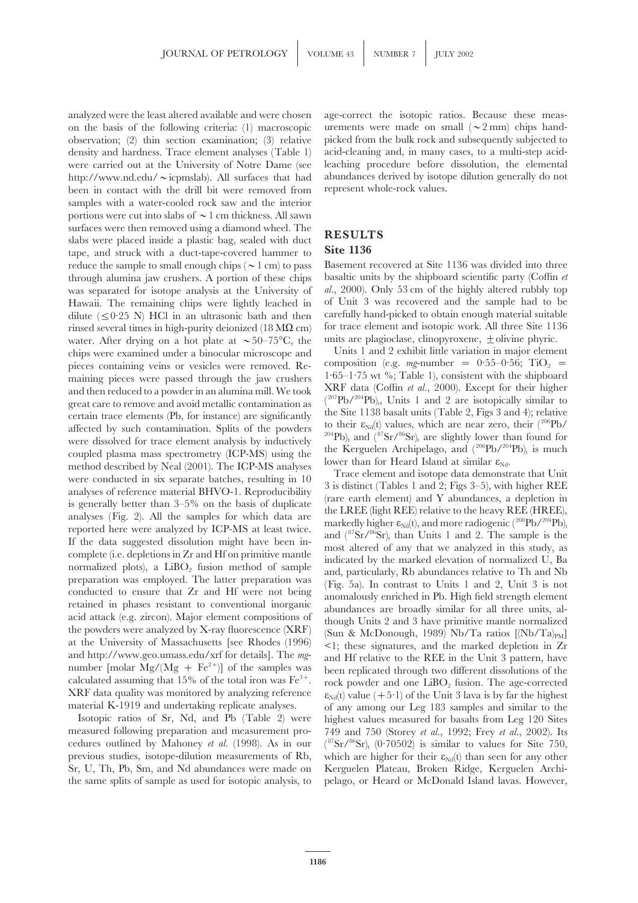analyzed were the least altered available and were chosen on the basis of the following criteria: (1) macroscopic observation; (2) thin section examination; (3) relative density and hardness. Trace element analyses (Table 1) were carried out at the University of Notre Dame (see http://www.nd.edu/~icpmslab). All surfaces that had been in contact with the drill bit were removed from samples with a water-cooled rock saw and the interior portions were cut into slabs of ~1 cm thickness. All sawn surfaces were then removed using a diamond wheel. The slabs were placed inside a plastic bag, sealed with duct tape, and struck with a duct-tape-covered hammer to reduce the sample to small enough chips (~1 cm) to pass through alumina jaw crushers. A portion of these chips was separated for isotope analysis at the University of Hawaii. The remaining chips were lightly leached in dilute ($\leq$0·25 N) HCl in an ultrasonic bath and then rinsed several times in high-purity deionized (18 M$\Omega$ cm) water. After drying on a hot plate at ~50–75°C, the chips were examined under a binocular microscope and pieces containing veins or vesicles were removed. Remaining pieces were passed through the jaw crushers and then reduced to a powder in an alumina mill. We took great care to remove and avoid metallic contamination as certain trace elements (Pb, for instance) are significantly affected by such contamination. Splits of the powders were dissolved for trace element analysis by inductively coupled plasma mass spectrometry (ICP-MS) using the method described by Neal (2001). The ICP-MS analyses were conducted in six separate batches, resulting in 10 analyses of reference material BHVO-1. Reproducibility is generally better than 3–5% on the basis of duplicate analyses (Fig. 2). All the samples for which data are reported here were analyzed by ICP-MS at least twice. If the data suggested dissolution might have been incomplete (i.e. depletions in Zr and Hf on primitive mantle normalized plots), a $LiBO_2$ fusion method of sample preparation was employed. The latter preparation was conducted to ensure that Zr and Hf were not being retained in phases resistant to conventional inorganic acid attack (e.g. zircon). Major element compositions of the powders were analyzed by X-ray fluorescence (XRF) at the University of Massachusetts [see Rhodes (1996) and http://www.geo.umass.edu/xrf for details]. The *mg*-number [molar $Mg/(Mg + Fe^{2+})$] of the samples was calculated assuming that 15% of the total iron was $Fe^{3+}$. XRF data quality was monitored by analyzing reference material K-1919 and undertaking replicate analyses.

Isotopic ratios of Sr, Nd, and Pb (Table 2) were measured following preparation and measurement procedures outlined by Mahoney *et al.* (1998). As in our previous studies, isotope-dilution measurements of Rb, Sr, U, Th, Pb, Sm, and Nd abundances were made on the same splits of sample as used for isotopic analysis, to age-correct the isotopic ratios. Because these measurements were made on small (~2 mm) chips hand-picked from the bulk rock and subsequently subjected to acid-cleaning and, in many cases, to a multi-step acid-leaching procedure before dissolution, the elemental abundances derived by isotope dilution generally do not represent whole-rock values.

# RESULTS

## Site 1136

Basement recovered at Site 1136 was divided into three basaltic units by the shipboard scientific party (Coffin *et al.*, 2000). Only 53 cm of the highly altered rubbly top of Unit 3 was recovered and the sample had to be carefully hand-picked to obtain enough material suitable for trace element and isotopic work. All three Site 1136 units are plagioclase, clinopyroxene, ±olivine phyric.

Units 1 and 2 exhibit little variation in major element composition (e.g. *mg*-number = 0·55–0·56; $TiO_2$ = 1·65–1·75 wt %; Table 1), consistent with the shipboard XRF data (Coffin *et al.*, 2000). Except for their higher $(^{207}Pb/^{204}Pb)_t$, Units 1 and 2 are isotopically similar to the Site 1138 basalt units (Table 2, Figs 3 and 4); relative to their $\varepsilon_{Nd}(t)$ values, which are near zero, their $(^{206}Pb/^{204}Pb)_t$ and $(^{87}Sr/^{86}Sr)_t$ are slightly lower than found for the Kerguelen Archipelago, and $(^{206}Pb/^{204}Pb)_t$ is much lower than for Heard Island at similar $\varepsilon_{Nd}$.

Trace element and isotope data demonstrate that Unit 3 is distinct (Tables 1 and 2; Figs 3–5), with higher REE (rare earth element) and Y abundances, a depletion in the LREE (light REE) relative to the heavy REE (HREE), markedly higher $\varepsilon_{Nd}(t)$, and more radiogenic $(^{208}Pb/^{204}Pb)_t$ and $(^{87}Sr/^{86}Sr)_t$ than Units 1 and 2. The sample is the most altered of any that we analyzed in this study, as indicated by the marked elevation of normalized U, Ba and, particularly, Rb abundances relative to Th and Nb (Fig. 5a). In contrast to Units 1 and 2, Unit 3 is not anomalously enriched in Pb. High field strength element abundances are broadly similar for all three units, although Units 2 and 3 have primitive mantle normalized (Sun & McDonough, 1989) Nb/Ta ratios $[(Nb/Ta)_{PM}]$ <1; these signatures, and the marked depletion in Zr and Hf relative to the REE in the Unit 3 pattern, have been replicated through two different dissolutions of the rock powder and one $LiBO_2$ fusion. The age-corrected $\varepsilon_{Nd}(t)$ value (+5·1) of the Unit 3 lava is by far the highest of any among our Leg 183 samples and similar to the highest values measured for basalts from Leg 120 Sites 749 and 750 (Storey *et al.*, 1992; Frey *et al.*, 2002). Its $(^{87}Sr/^{86}Sr)_t$ (0·70502) is similar to values for Site 750, which are higher for their $\varepsilon_{Nd}(t)$ than seen for any other Kerguelen Plateau, Broken Ridge, Kerguelen Archipelago, or Heard or McDonald Island lavas. However,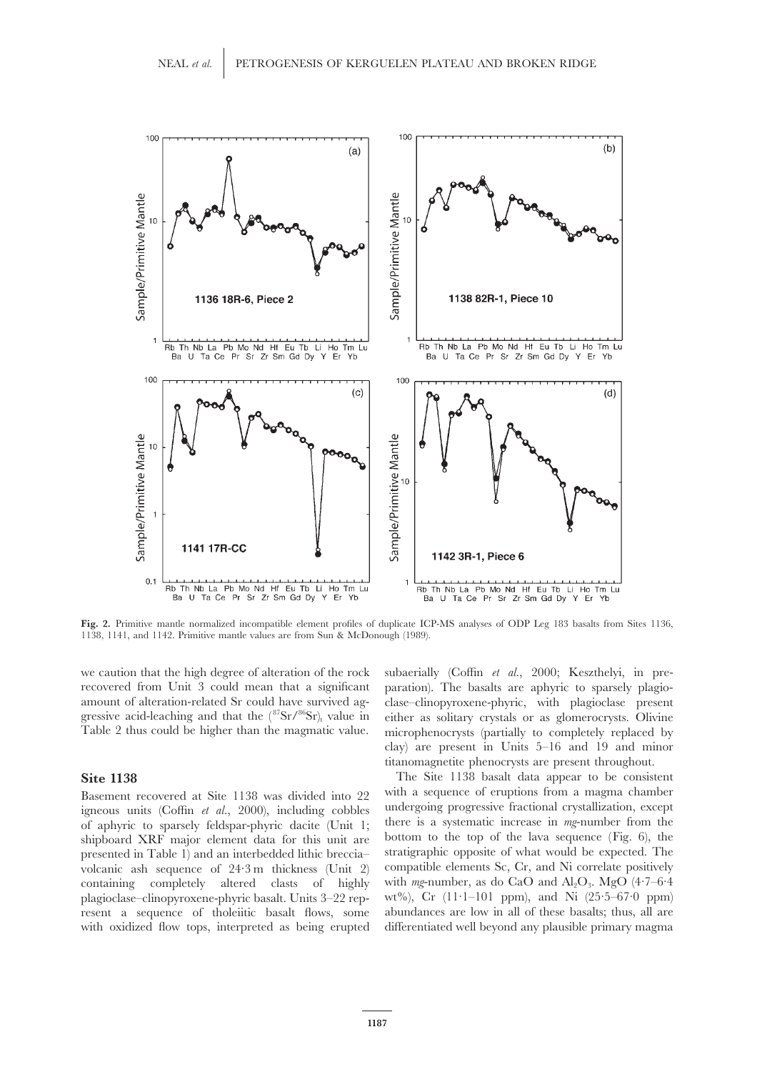**Fig. 2.** Primitive mantle normalized incompatible element profiles of duplicate ICP-MS analyses of ODP Leg 183 basalts from Sites 1136, 1138, 1141, and 1142. Primitive mantle values are from Sun & McDonough (1989).

we caution that the high degree of alteration of the rock recovered from Unit 3 could mean that a significant amount of alteration-related Sr could have survived aggressive acid-leaching and that the $(^{87}Sr/^{86}Sr)_t$ value in Table 2 thus could be higher than the magmatic value.

### Site 1138

Basement recovered at Site 1138 was divided into 22 igneous units (Coffin *et al.*, 2000), including cobbles of aphyric to sparsely feldspar-phyric dacite (Unit 1; shipboard XRF major element data for this unit are presented in Table 1) and an interbedded lithic breccia–volcanic ash sequence of 24·3 m thickness (Unit 2) containing completely altered clasts of highly plagioclase–clinopyroxene-phyric basalt. Units 3–22 represent a sequence of tholeiitic basalt flows, some with oxidized flow tops, interpreted as being erupted subaerially (Coffin *et al.*, 2000; Keszthelyi, in preparation). The basalts are aphyric to sparsely plagioclase–clinopyroxene-phyric, with plagioclase present either as solitary crystals or as glomerocrysts. Olivine microphenocrysts (partially to completely replaced by clay) are present in Units 5–16 and 19 and minor titanomagnetite phenocrysts are present throughout.

The Site 1138 basalt data appear to be consistent with a sequence of eruptions from a magma chamber undergoing progressive fractional crystallization, except there is a systematic increase in *mg*-number from the bottom to the top of the lava sequence (Fig. 6), the stratigraphic opposite of what would be expected. The compatible elements Sc, Cr, and Ni correlate positively with *mg*-number, as do CaO and $Al_2O_3$. MgO (4·7–6·4 wt%), Cr (11·1–101 ppm), and Ni (25·5–67·0 ppm) abundances are low in all of these basalts; thus, all are differentiated well beyond any plausible primary magma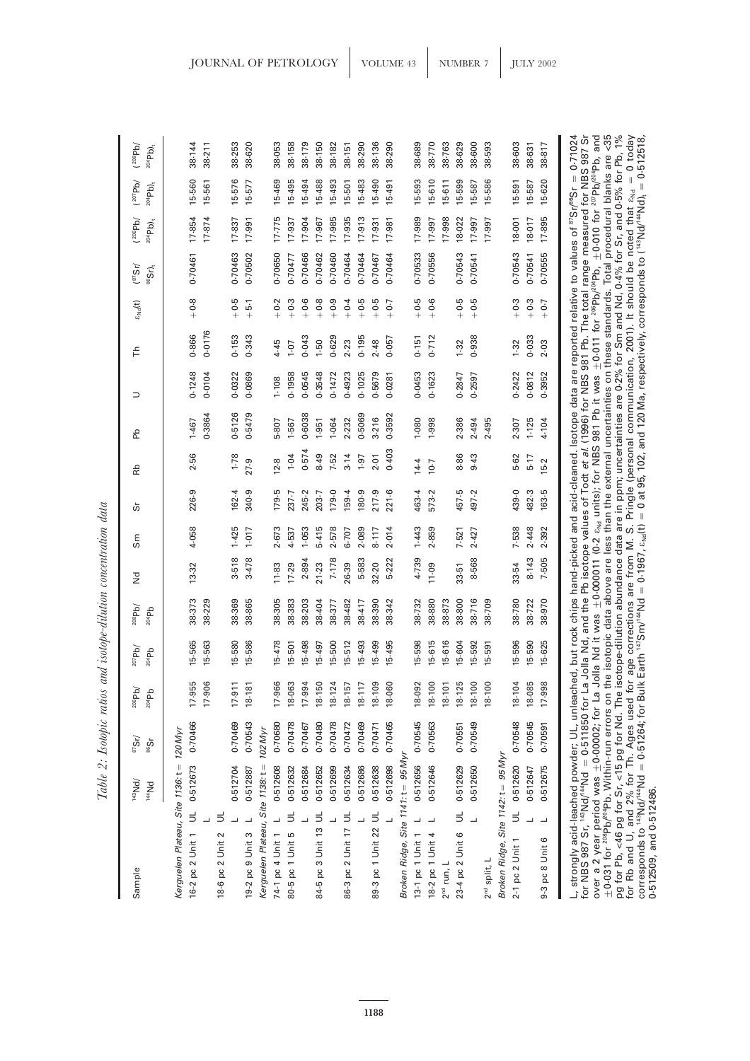*Table 2: Isotopic ratios and isotope-dilution concentration data*

| Sample | | $^{143}Nd/^{144}Nd$ | $^{87}Sr/^{86}Sr$ | $^{206}Pb/^{204}Pb$ | $^{207}Pb/^{204}Pb$ | $^{208}Pb/^{204}Pb$ | Nd | Sm | Sr | Rb | Pb | U | Th | $\varepsilon_{Nd}(t)$ | $(^{87}Sr/^{86}Sr)_t$ | $(^{206}Pb/^{204}Pb)_t$ | $(^{207}Pb/^{204}Pb)_t$ | $(^{208}Pb/^{204}Pb)_t$ |
|---|---|---|---|---|---|---|---|---|---|---|---|---|---|---|---|---|---|---|
| *Kerguelen Plateau, Site 1136: t = 120 Myr* | | | | | | | | | | | | | | | | | | |
| 16-2 pc 2 Unit 1 | UL | 0.512673 | 0.70466 | 17.955 | 15.565 | 38.373 | 13.32 | 4.058 | 226.9 | 2.56 | 1.467 | 0.1248 | 0.866 | +0.8 | 0.70461 | 17.854 | 15.560 | 38.144 |
| | L | | | 17.906 | 15.563 | 38.229 | | | | | 0.3864 | 0.0104 | 0.0176 | | | 17.874 | 15.561 | 38.211 |
| 18-6 pc 2 Unit 2 | UL | | | | | | | | | | | | | | | | | |
| | L | 0.512704 | 0.70469 | 17.911 | 15.580 | 38.369 | 3.518 | 1.425 | 162.4 | 1.78 | 0.5126 | 0.0322 | 0.153 | +0.5 | 0.70463 | 17.837 | 15.576 | 38.253 |
| 19-2 pc 9 Unit 3 | L | 0.512887 | 0.70543 | 18.181 | 15.586 | 38.865 | 3.478 | 1.017 | 340.9 | 27.9 | 0.5479 | 0.0869 | 0.343 | +5.1 | 0.70502 | 17.991 | 15.577 | 38.620 |
| *Kerguelen Plateau, Site 1138: t = 102 Myr* | | | | | | | | | | | | | | | | | | |
| 74-1 pc 4 Unit 1 | L | 0.512608 | 0.70680 | 17.966 | 15.478 | 38.305 | 11.83 | 2.673 | 179.5 | 12.8 | 5.807 | 1.108 | 4.45 | +0.2 | 0.70650 | 17.775 | 15.469 | 38.053 |
| 80-5 pc 1 Unit 5 | UL | 0.512632 | 0.70478 | 18.063 | 15.501 | 38.383 | 17.29 | 4.537 | 237.7 | 1.04 | 1.567 | 0.1958 | 1.07 | +0.3 | 0.70477 | 17.937 | 15.495 | 38.158 |
| | L | 0.512684 | 0.70467 | 17.994 | 15.498 | 38.203 | 2.894 | 1.053 | 245.2 | 0.574 | 0.6038 | 0.0545 | 0.043 | +0.6 | 0.70466 | 17.904 | 15.494 | 38.179 |
| 84-5 pc 3 Unit 13 | UL | 0.512652 | 0.70480 | 18.150 | 15.497 | 38.404 | 21.23 | 5.415 | 203.7 | 8.49 | 1.951 | 0.3548 | 1.50 | +0.8 | 0.70462 | 17.967 | 15.488 | 38.150 |
| | L | 0.512699 | 0.70478 | 18.124 | 15.500 | 38.377 | 7.178 | 2.578 | 179.0 | 7.52 | 1.064 | 0.1472 | 0.629 | +0.9 | 0.70460 | 17.985 | 15.493 | 38.182 |
| 86-3 pc 2 Unit 17 | UL | 0.512634 | 0.70472 | 18.157 | 15.512 | 38.482 | 26.39 | 6.707 | 159.4 | 3.14 | 2.232 | 0.4923 | 2.23 | +0.4 | 0.70464 | 17.935 | 15.501 | 38.151 |
| | L | 0.512686 | 0.70469 | 18.117 | 15.493 | 38.417 | 5.583 | 2.089 | 180.9 | 1.97 | 0.5069 | 0.1025 | 0.195 | +0.5 | 0.70464 | 17.913 | 15.483 | 38.290 |
| 89-3 pc 1 Unit 22 | UL | 0.512638 | 0.70471 | 18.109 | 15.499 | 38.390 | 32.20 | 8.117 | 217.9 | 2.01 | 3.216 | 0.5679 | 2.48 | +0.5 | 0.70467 | 17.931 | 15.490 | 38.136 |
| | L | 0.512698 | 0.70465 | 18.060 | 15.495 | 38.342 | 5.222 | 2.014 | 221.6 | 0.403 | 0.3592 | 0.0281 | 0.057 | +0.7 | 0.70464 | 17.981 | 15.491 | 38.290 |
| *Broken Ridge, Site 1141: t = 95 Myr* | | | | | | | | | | | | | | | | | | |
| 13-1 pc 1 Unit 1 | L | 0.512656 | 0.70545 | 18.092 | 15.598 | 38.732 | 4.739 | 1.443 | 463.4 | 14.4 | 1.080 | 0.0453 | 0.151 | +0.5 | 0.70533 | 17.989 | 15.593 | 38.689 |
| 18-2 pc 1 Unit 4 | L | 0.512646 | 0.70563 | 18.100 | 15.615 | 38.880 | 11.09 | 2.859 | 573.2 | 10.7 | 1.998 | 0.1623 | 0.712 | +0.6 | 0.70556 | 17.997 | 15.610 | 38.770 |
| 2nd run, L | | | | 18.101 | 15.616 | 38.873 | | | | | | | | | | 17.998 | 15.611 | 38.763 |
| 23-4 pc 2 Unit 6 | UL | 0.512629 | 0.70551 | 18.125 | 15.604 | 38.800 | 33.51 | 7.521 | 457.5 | 8.86 | 2.386 | 0.2847 | 1.32 | +0.5 | 0.70543 | 18.022 | 15.599 | 38.629 |
| | L | 0.512650 | 0.70549 | 18.100 | 15.592 | 38.716 | 8.568 | 2.427 | 497.2 | 9.43 | 2.494 | 0.2597 | 0.938 | +0.5 | 0.70541 | 17.997 | 15.587 | 38.600 |
| 2nd split, L | | | | 18.100 | 15.591 | 38.709 | | | | | 2.495 | | | | | 17.997 | 15.586 | 38.593 |
| *Broken Ridge, Site 1142: t = 95 Myr* | | | | | | | | | | | | | | | | | | |
| 2-1 pc 2 Unit 1 | UL | 0.512620 | 0.70548 | 18.104 | 15.596 | 38.780 | 33.54 | 7.538 | 439.0 | 5.62 | 2.307 | 0.2422 | 1.32 | +0.3 | 0.70543 | 18.001 | 15.591 | 38.603 |
| | L | 0.512647 | 0.70545 | 18.085 | 15.590 | 38.722 | 8.143 | 2.448 | 482.3 | 5.17 | 1.125 | 0.0812 | 0.033 | +0.3 | 0.70541 | 18.017 | 15.587 | 38.631 |
| 9-3 pc 8 Unit 6 | L | 0.512675 | 0.70591 | 17.998 | 15.625 | 38.970 | 7.505 | 2.392 | 163.5 | 15.2 | 4.104 | 0.3952 | 2.03 | +0.7 | 0.70555 | 17.895 | 15.620 | 38.817 |

L, strongly acid-leached powder; UL, unleached, but rock chips hand-picked and acid-cleaned. Isotope data are reported relative to values of $^{87}Sr/^{86}Sr$ = 0.71024 for NBS 987 Sr, $^{143}Nd/^{144}Nd$ = 0.511850 for La Jolla Nd, and the Pb isotope values of Todt *et al.* (1996) for NBS 981 Pb. The total range measured for NBS 987 Sr over a 2 year period was ±0.00002; for La Jolla Nd it was ±0.000011 (0.2 $\varepsilon_{Nd}$ units); for NBS 981 Pb it was ±0.011 for $^{206}Pb/^{204}Pb$, ±0.010 for $^{207}Pb/^{204}Pb$, and ±0.031 for $^{208}Pb/^{204}Pb$. Within-run errors on the isotopic data above are less than the external uncertainties on these standards. Total procedural blanks are <35 pg for Pb, <46 pg for Sr, <15 pg for Nd. The isotope-dilution abundance data are in ppm; uncertainties are 0.2% for Sm and Nd, 0.4% for Sr, and 0.5% for Pb, 1% for Rb and U, and 2% for Th. Ages used for age corrections are from M. S. Pringle (personal communication, 2001). It should be noted that $\varepsilon_{Nd}$ = 0 today corresponds to $^{143}Nd/^{144}Nd$ = 0.51264; for Bulk Earth $^{147}Sm/^{144}Nd$ = 0.1967, $\varepsilon_{Nd}(t)$ = 0 at 95, 102, and 120 Ma, respectively, corresponds to $(^{143}Nd/^{144}Nd)_t$ = 0.512518, 0.512509, and 0.512486.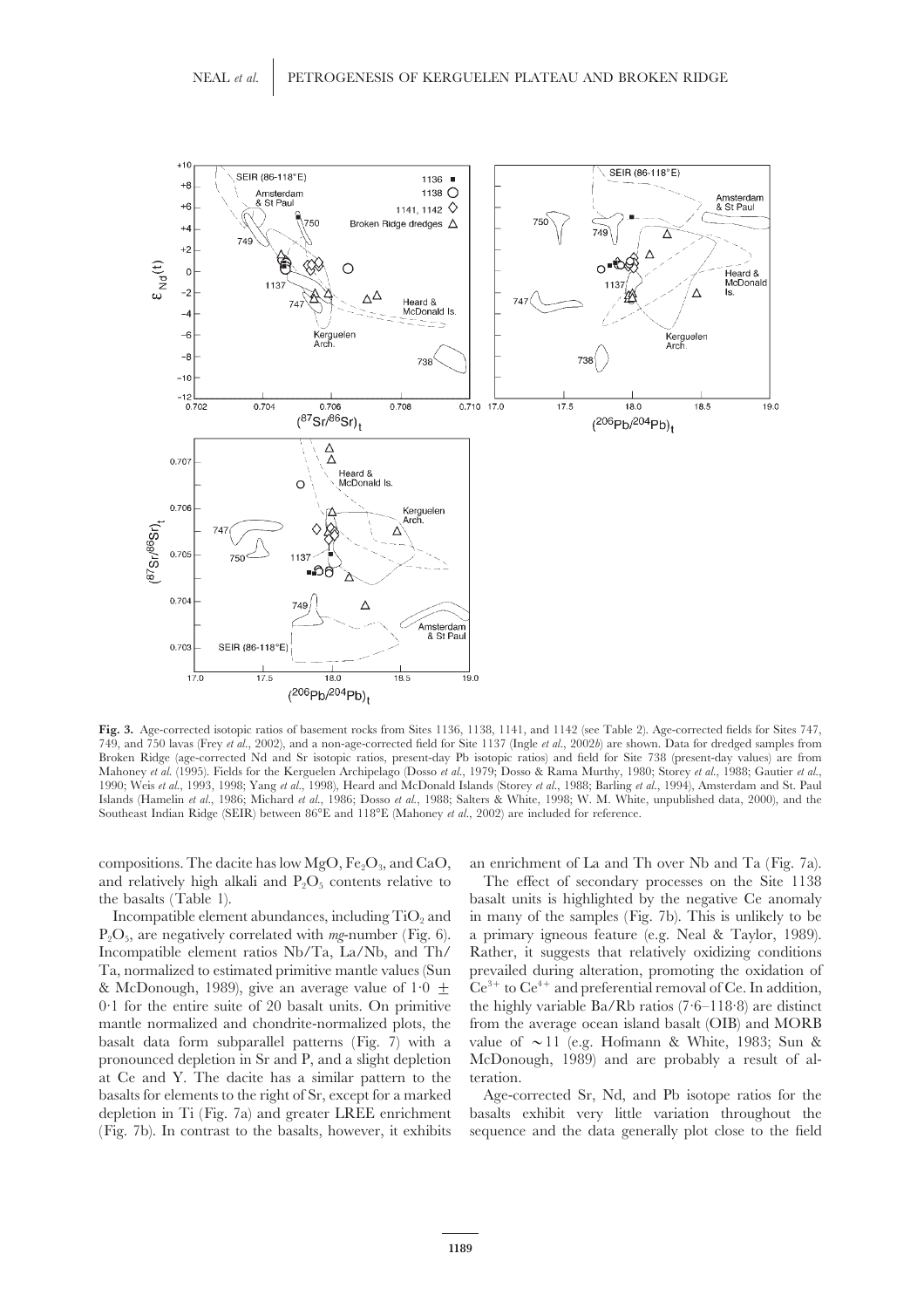**Fig. 3.** Age-corrected isotopic ratios of basement rocks from Sites 1136, 1138, 1141, and 1142 (see Table 2). Age-corrected fields for Sites 747, 749, and 750 lavas (Frey *et al.*, 2002), and a non-age-corrected field for Site 1137 (Ingle *et al.*, 2002*b*) are shown. Data for dredged samples from Broken Ridge (age-corrected Nd and Sr isotopic ratios, present-day Pb isotopic ratios) and field for Site 738 (present-day values) are from Mahoney *et al.* (1995). Fields for the Kerguelen Archipelago (Dosso *et al.*, 1979; Dosso & Rama Murthy, 1980; Storey *et al.*, 1988; Gautier *et al.*, 1990; Weis *et al.*, 1993, 1998; Yang *et al.*, 1998), Heard and McDonald Islands (Storey *et al.*, 1988; Barling *et al.*, 1994), Amsterdam and St. Paul Islands (Hamelin *et al.*, 1986; Michard *et al.*, 1986; Dosso *et al.*, 1988; Salters & White, 1998; W. M. White, unpublished data, 2000), and the Southeast Indian Ridge (SEIR) between 86°E and 118°E (Mahoney *et al.*, 2002) are included for reference.

compositions. The dacite has low MgO, $Fe_2O_3$, and CaO, and relatively high alkali and $P_2O_5$ contents relative to the basalts (Table 1).

Incompatible element abundances, including $TiO_2$ and $P_2O_5$, are negatively correlated with *mg*-number (Fig. 6). Incompatible element ratios Nb/Ta, La/Nb, and Th/Ta, normalized to estimated primitive mantle values (Sun & McDonough, 1989), give an average value of $1{\cdot}0 \pm 0{\cdot}1$ for the entire suite of 20 basalt units. On primitive mantle normalized and chondrite-normalized plots, the basalt data form subparallel patterns (Fig. 7) with a pronounced depletion in Sr and P, and a slight depletion at Ce and Y. The dacite has a similar pattern to the basalts for elements to the right of Sr, except for a marked depletion in Ti (Fig. 7a) and greater LREE enrichment (Fig. 7b). In contrast to the basalts, however, it exhibits an enrichment of La and Th over Nb and Ta (Fig. 7a).

The effect of secondary processes on the Site 1138 basalt units is highlighted by the negative Ce anomaly in many of the samples (Fig. 7b). This is unlikely to be a primary igneous feature (e.g. Neal & Taylor, 1989). Rather, it suggests that relatively oxidizing conditions prevailed during alteration, promoting the oxidation of $Ce^{3+}$ to $Ce^{4+}$ and preferential removal of Ce. In addition, the highly variable Ba/Rb ratios (7·6–118·8) are distinct from the average ocean island basalt (OIB) and MORB value of $\sim$11 (e.g. Hofmann & White, 1983; Sun & McDonough, 1989) and are probably a result of alteration.

Age-corrected Sr, Nd, and Pb isotope ratios for the basalts exhibit very little variation throughout the sequence and the data generally plot close to the field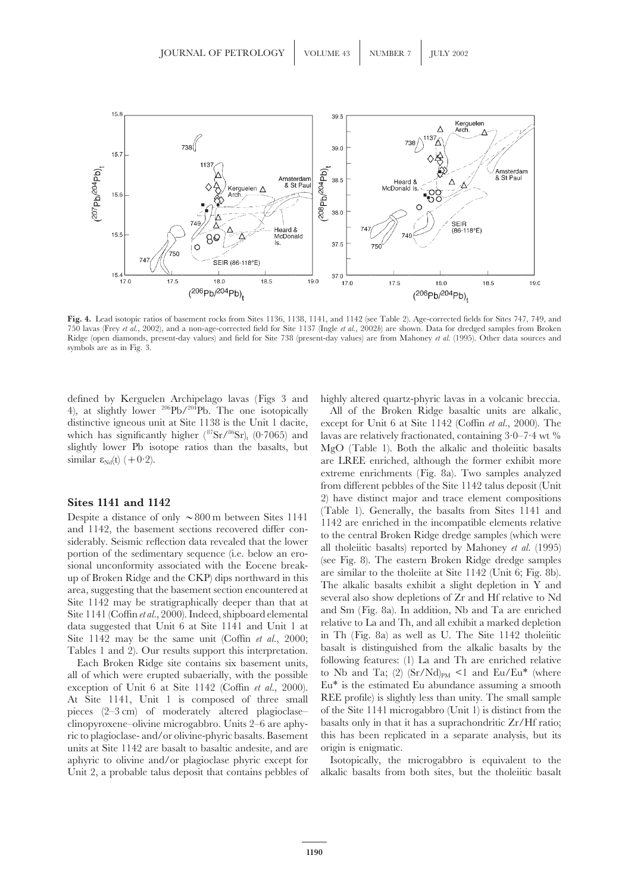**Fig. 4.** Lead isotopic ratios of basement rocks from Sites 1136, 1138, 1141, and 1142 (see Table 2). Age-corrected fields for Sites 747, 749, and 750 lavas (Frey *et al.*, 2002), and a non-age-corrected field for Site 1137 (Ingle *et al.*, 2002*b*) are shown. Data for dredged samples from Broken Ridge (open diamonds, present-day values) and field for Site 738 (present-day values) are from Mahoney *et al.* (1995). Other data sources and symbols are as in Fig. 3.

defined by Kerguelen Archipelago lavas (Figs 3 and 4), at slightly lower $^{206}Pb/^{204}Pb$. The one isotopically distinctive igneous unit at Site 1138 is the Unit 1 dacite, which has significantly higher $(^{87}Sr/^{86}Sr)_t$ (0·7065) and slightly lower Pb isotope ratios than the basalts, but similar $\varepsilon_{Nd}(t)$ (+0·2).

## Sites 1141 and 1142

Despite a distance of only ~800 m between Sites 1141 and 1142, the basement sections recovered differ considerably. Seismic reflection data revealed that the lower portion of the sedimentary sequence (i.e. below an erosional unconformity associated with the Eocene break-up of Broken Ridge and the CKP) dips northward in this area, suggesting that the basement section encountered at Site 1142 may be stratigraphically deeper than that at Site 1141 (Coffin *et al.*, 2000). Indeed, shipboard elemental data suggested that Unit 6 at Site 1141 and Unit 1 at Site 1142 may be the same unit (Coffin *et al.*, 2000; Tables 1 and 2). Our results support this interpretation.

Each Broken Ridge site contains six basement units, all of which were erupted subaerially, with the possible exception of Unit 6 at Site 1142 (Coffin *et al.*, 2000). At Site 1141, Unit 1 is composed of three small pieces (2–3 cm) of moderately altered plagioclase–clinopyroxene–olivine microgabbro. Units 2–6 are aphyric to plagioclase- and/or olivine-phyric basalts. Basement units at Site 1142 are basalt to basaltic andesite, and are aphyric to olivine and/or plagioclase phyric except for Unit 2, a probable talus deposit that contains pebbles of highly altered quartz-phyric lavas in a volcanic breccia.

All of the Broken Ridge basaltic units are alkalic, except for Unit 6 at Site 1142 (Coffin *et al.*, 2000). The lavas are relatively fractionated, containing 3·0–7·4 wt % MgO (Table 1). Both the alkalic and tholeiitic basalts are LREE enriched, although the former exhibit more extreme enrichments (Fig. 8a). Two samples analyzed from different pebbles of the Site 1142 talus deposit (Unit 2) have distinct major and trace element compositions (Table 1). Generally, the basalts from Sites 1141 and 1142 are enriched in the incompatible elements relative to the central Broken Ridge dredge samples (which were all tholeiitic basalts) reported by Mahoney *et al.* (1995) (see Fig. 8). The eastern Broken Ridge dredge samples are similar to the tholeiite at Site 1142 (Unit 6; Fig. 8b). The alkalic basalts exhibit a slight depletion in Y and several also show depletions of Zr and Hf relative to Nd and Sm (Fig. 8a). In addition, Nb and Ta are enriched relative to La and Th, and all exhibit a marked depletion in Th (Fig. 8a) as well as U. The Site 1142 tholeiitic basalt is distinguished from the alkalic basalts by the following features: (1) La and Th are enriched relative to Nb and Ta; (2) $(Sr/Nd)_{PM}$ <1 and Eu/Eu* (where Eu* is the estimated Eu abundance assuming a smooth REE profile) is slightly less than unity. The small sample of the Site 1141 microgabbro (Unit 1) is distinct from the basalts only in that it has a suprachondritic Zr/Hf ratio; this has been replicated in a separate analysis, but its origin is enigmatic.

Isotopically, the microgabbro is equivalent to the alkalic basalts from both sites, but the tholeiitic basalt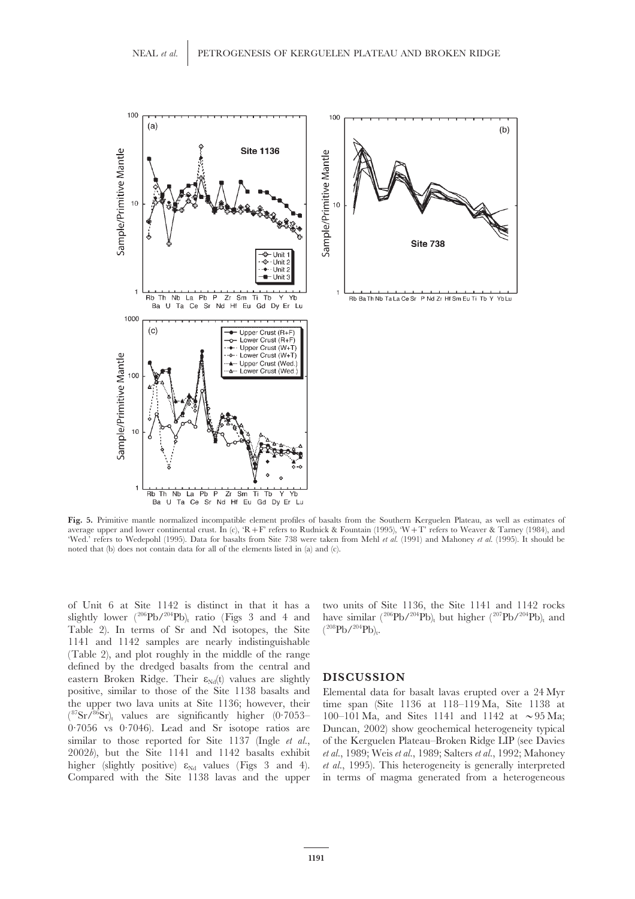**Fig. 5.** Primitive mantle normalized incompatible element profiles of basalts from the Southern Kerguelen Plateau, as well as estimates of average upper and lower continental crust. In (c), 'R + F' refers to Rudnick & Fountain (1995), 'W + T' refers to Weaver & Tarney (1984), and 'Wed.' refers to Wedepohl (1995). Data for basalts from Site 738 were taken from Mehl *et al.* (1991) and Mahoney *et al.* (1995). It should be noted that (b) does not contain data for all of the elements listed in (a) and (c).

of Unit 6 at Site 1142 is distinct in that it has a slightly lower $(^{206}Pb/^{204}Pb)_t$ ratio (Figs 3 and 4 and Table 2). In terms of Sr and Nd isotopes, the Site 1141 and 1142 samples are nearly indistinguishable (Table 2), and plot roughly in the middle of the range defined by the dredged basalts from the central and eastern Broken Ridge. Their $\varepsilon_{Nd}(t)$ values are slightly positive, similar to those of the Site 1138 basalts and the upper two lava units at Site 1136; however, their $(^{87}Sr/^{86}Sr)_t$ values are significantly higher (0·7053–0·7056 vs 0·7046). Lead and Sr isotope ratios are similar to those reported for Site 1137 (Ingle *et al.*, 2002*b*), but the Site 1141 and 1142 basalts exhibit higher (slightly positive) $\varepsilon_{Nd}$ values (Figs 3 and 4). Compared with the Site 1138 lavas and the upper two units of Site 1136, the Site 1141 and 1142 rocks have similar $(^{206}Pb/^{204}Pb)_t$ but higher $(^{207}Pb/^{204}Pb)_t$ and $(^{208}Pb/^{204}Pb)_t$.

## DISCUSSION

Elemental data for basalt lavas erupted over a 24 Myr time span (Site 1136 at 118–119 Ma, Site 1138 at 100–101 Ma, and Sites 1141 and 1142 at ~95 Ma; Duncan, 2002) show geochemical heterogeneity typical of the Kerguelen Plateau–Broken Ridge LIP (see Davies *et al.*, 1989; Weis *et al.*, 1989; Salters *et al.*, 1992; Mahoney *et al.*, 1995). This heterogeneity is generally interpreted in terms of magma generated from a heterogeneous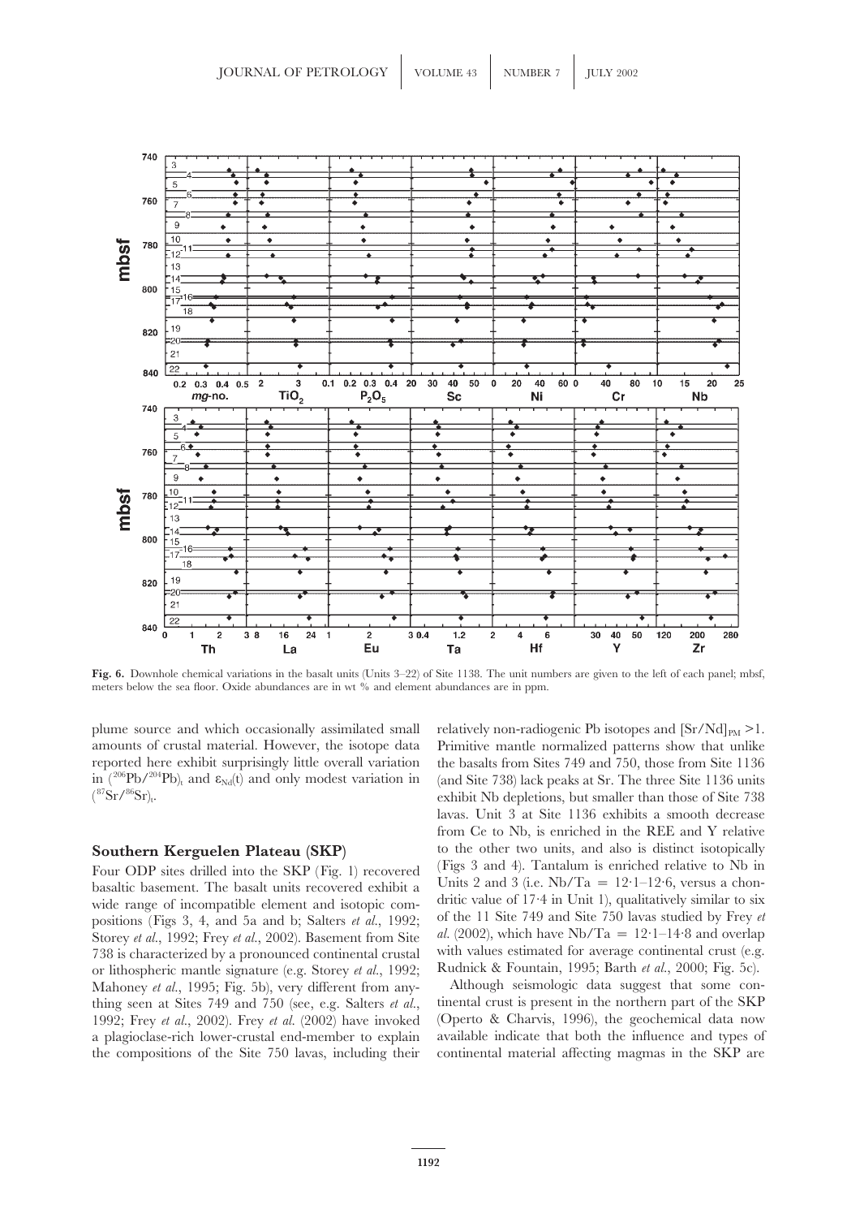**Fig. 6.** Downhole chemical variations in the basalt units (Units 3–22) of Site 1138. The unit numbers are given to the left of each panel; mbsf, meters below the sea floor. Oxide abundances are in wt % and element abundances are in ppm.

plume source and which occasionally assimilated small amounts of crustal material. However, the isotope data reported here exhibit surprisingly little overall variation in $(^{206}Pb/^{204}Pb)_t$ and $\varepsilon_{Nd}(t)$ and only modest variation in $(^{87}Sr/^{86}Sr)_t$.

## Southern Kerguelen Plateau (SKP)

Four ODP sites drilled into the SKP (Fig. 1) recovered basaltic basement. The basalt units recovered exhibit a wide range of incompatible element and isotopic compositions (Figs 3, 4, and 5a and b; Salters *et al.*, 1992; Storey *et al.*, 1992; Frey *et al.*, 2002). Basement from Site 738 is characterized by a pronounced continental crustal or lithospheric mantle signature (e.g. Storey *et al.*, 1992; Mahoney *et al.*, 1995; Fig. 5b), very different from anything seen at Sites 749 and 750 (see, e.g. Salters *et al.*, 1992; Frey *et al.*, 2002). Frey *et al.* (2002) have invoked a plagioclase-rich lower-crustal end-member to explain the compositions of the Site 750 lavas, including their relatively non-radiogenic Pb isotopes and $[Sr/Nd]_{PM} > 1$. Primitive mantle normalized patterns show that unlike the basalts from Sites 749 and 750, those from Site 1136 (and Site 738) lack peaks at Sr. The three Site 1136 units exhibit Nb depletions, but smaller than those of Site 738 lavas. Unit 3 at Site 1136 exhibits a smooth decrease from Ce to Nb, is enriched in the REE and Y relative to the other two units, and also is distinct isotopically (Figs 3 and 4). Tantalum is enriched relative to Nb in Units 2 and 3 (i.e. Nb/Ta = 12·1–12·6, versus a chondritic value of 17·4 in Unit 1), qualitatively similar to six of the 11 Site 749 and Site 750 lavas studied by Frey *et al.* (2002), which have Nb/Ta = 12·1–14·8 and overlap with values estimated for average continental crust (e.g. Rudnick & Fountain, 1995; Barth *et al.*, 2000; Fig. 5c).

Although seismologic data suggest that some continental crust is present in the northern part of the SKP (Operto & Charvis, 1996), the geochemical data now available indicate that both the influence and types of continental material affecting magmas in the SKP are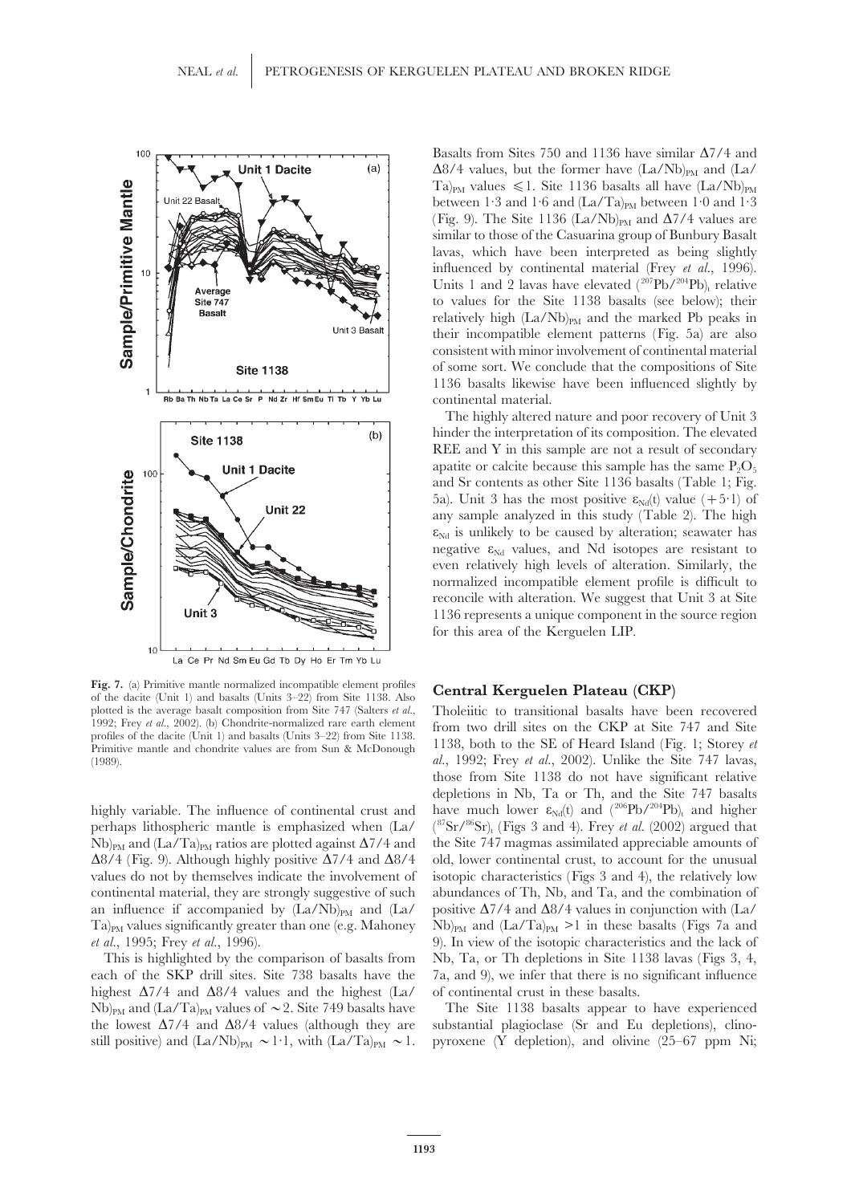Fig. 7. (a) Primitive mantle normalized incompatible element profiles of the dacite (Unit 1) and basalts (Units 3–22) from Site 1138. Also plotted is the average basalt composition from Site 747 (Salters *et al.*, 1992; Frey *et al.*, 2002). (b) Chondrite-normalized rare earth element profiles of the dacite (Unit 1) and basalts (Units 3–22) from Site 1138. Primitive mantle and chondrite values are from Sun & McDonough (1989).

highly variable. The influence of continental crust and perhaps lithospheric mantle is emphasized when $(La/Nb)_{PM}$ and $(La/Ta)_{PM}$ ratios are plotted against $\Delta 7/4$ and $\Delta 8/4$ (Fig. 9). Although highly positive $\Delta 7/4$ and $\Delta 8/4$ values do not by themselves indicate the involvement of continental material, they are strongly suggestive of such an influence if accompanied by $(La/Nb)_{PM}$ and $(La/Ta)_{PM}$ values significantly greater than one (e.g. Mahoney *et al.*, 1995; Frey *et al.*, 1996).

This is highlighted by the comparison of basalts from each of the SKP drill sites. Site 738 basalts have the highest $\Delta 7/4$ and $\Delta 8/4$ values and the highest $(La/Nb)_{PM}$ and $(La/Ta)_{PM}$ values of $\sim 2$. Site 749 basalts have the lowest $\Delta 7/4$ and $\Delta 8/4$ values (although they are still positive) and $(La/Nb)_{PM} \sim 1{\cdot}1$, with $(La/Ta)_{PM} \sim 1$. Basalts from Sites 750 and 1136 have similar $\Delta 7/4$ and $\Delta 8/4$ values, but the former have $(La/Nb)_{PM}$ and $(La/Ta)_{PM}$ values $\leqslant 1$. Site 1136 basalts all have $(La/Nb)_{PM}$ between 1·3 and 1·6 and $(La/Ta)_{PM}$ between 1·0 and 1·3 (Fig. 9). The Site 1136 $(La/Nb)_{PM}$ and $\Delta 7/4$ values are similar to those of the Casuarina group of Bunbury Basalt lavas, which have been interpreted as being slightly influenced by continental material (Frey *et al.*, 1996). Units 1 and 2 lavas have elevated $(^{207}Pb/^{204}Pb)_t$ relative to values for the Site 1138 basalts (see below); their relatively high $(La/Nb)_{PM}$ and the marked Pb peaks in their incompatible element patterns (Fig. 5a) are also consistent with minor involvement of continental material of some sort. We conclude that the compositions of Site 1136 basalts likewise have been influenced slightly by continental material.

The highly altered nature and poor recovery of Unit 3 hinder the interpretation of its composition. The elevated REE and Y in this sample are not a result of secondary apatite or calcite because this sample has the same $P_2O_5$ and Sr contents as other Site 1136 basalts (Table 1; Fig. 5a). Unit 3 has the most positive $\varepsilon_{Nd}(t)$ value (+5·1) of any sample analyzed in this study (Table 2). The high $\varepsilon_{Nd}$ is unlikely to be caused by alteration; seawater has negative $\varepsilon_{Nd}$ values, and Nd isotopes are resistant to even relatively high levels of alteration. Similarly, the normalized incompatible element profile is difficult to reconcile with alteration. We suggest that Unit 3 at Site 1136 represents a unique component in the source region for this area of the Kerguelen LIP.

## Central Kerguelen Plateau (CKP)

Tholeiitic to transitional basalts have been recovered from two drill sites on the CKP at Site 747 and Site 1138, both to the SE of Heard Island (Fig. 1; Storey *et al.*, 1992; Frey *et al.*, 2002). Unlike the Site 747 lavas, those from Site 1138 do not have significant relative depletions in Nb, Ta or Th, and the Site 747 basalts have much lower $\varepsilon_{Nd}(t)$ and $(^{206}Pb/^{204}Pb)_t$ and higher $(^{87}Sr/^{86}Sr)_t$ (Figs 3 and 4). Frey *et al.* (2002) argued that the Site 747 magmas assimilated appreciable amounts of old, lower continental crust, to account for the unusual isotopic characteristics (Figs 3 and 4), the relatively low abundances of Th, Nb, and Ta, and the combination of positive $\Delta 7/4$ and $\Delta 8/4$ values in conjunction with $(La/Nb)_{PM}$ and $(La/Ta)_{PM} > 1$ in these basalts (Figs 7a and 9). In view of the isotopic characteristics and the lack of Nb, Ta, or Th depletions in Site 1138 lavas (Figs 3, 4, 7a, and 9), we infer that there is no significant influence of continental crust in these basalts.

The Site 1138 basalts appear to have experienced substantial plagioclase (Sr and Eu depletions), clinopyroxene (Y depletion), and olivine (25–67 ppm Ni;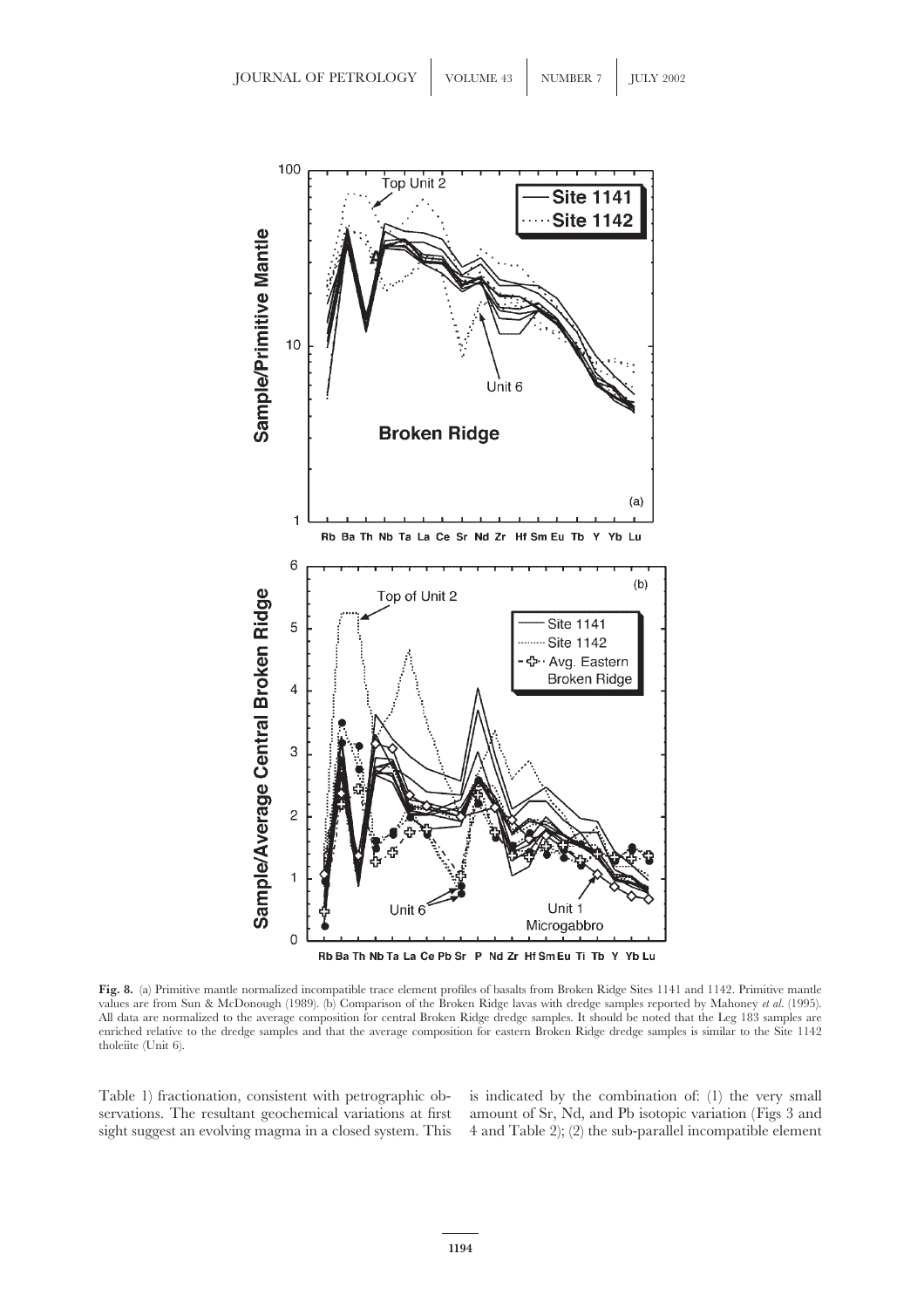**Fig. 8.** (a) Primitive mantle normalized incompatible trace element profiles of basalts from Broken Ridge Sites 1141 and 1142. Primitive mantle values are from Sun & McDonough (1989). (b) Comparison of the Broken Ridge lavas with dredge samples reported by Mahoney *et al*. (1995). All data are normalized to the average composition for central Broken Ridge dredge samples. It should be noted that the Leg 183 samples are enriched relative to the dredge samples and that the average composition for eastern Broken Ridge dredge samples is similar to the Site 1142 tholeiite (Unit 6).

Table 1) fractionation, consistent with petrographic observations. The resultant geochemical variations at first sight suggest an evolving magma in a closed system. This is indicated by the combination of: (1) the very small amount of Sr, Nd, and Pb isotopic variation (Figs 3 and 4 and Table 2); (2) the sub-parallel incompatible element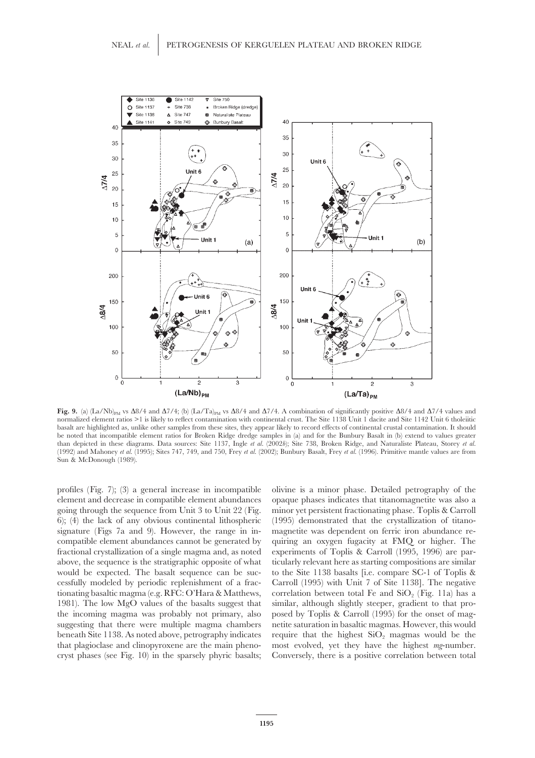**Fig. 9.** (a) $(La/Nb)_{PM}$ vs Δ8/4 and Δ7/4; (b) $(La/Ta)_{PM}$ vs Δ8/4 and Δ7/4. A combination of significantly positive Δ8/4 and Δ7/4 values and normalized element ratios >1 is likely to reflect contamination with continental crust. The Site 1138 Unit 1 dacite and Site 1142 Unit 6 tholeiitic basalt are highlighted as, unlike other samples from these sites, they appear likely to record effects of continental crustal contamination. It should be noted that incompatible element ratios for Broken Ridge dredge samples in (a) and for the Bunbury Basalt in (b) extend to values greater than depicted in these diagrams. Data sources: Site 1137, Ingle *et al.* (2002*b*); Site 738, Broken Ridge, and Naturaliste Plateau, Storey *et al.* (1992) and Mahoney *et al.* (1995); Sites 747, 749, and 750, Frey *et al.* (2002); Bunbury Basalt, Frey *et al.* (1996). Primitive mantle values are from Sun & McDonough (1989).

profiles (Fig. 7); (3) a general increase in incompatible element and decrease in compatible element abundances going through the sequence from Unit 3 to Unit 22 (Fig. 6); (4) the lack of any obvious continental lithospheric signature (Figs 7a and 9). However, the range in incompatible element abundances cannot be generated by fractional crystallization of a single magma and, as noted above, the sequence is the stratigraphic opposite of what would be expected. The basalt sequence can be successfully modeled by periodic replenishment of a fractionating basaltic magma (e.g. RFC: O'Hara & Matthews, 1981). The low MgO values of the basalts suggest that the incoming magma was probably not primary, also suggesting that there were multiple magma chambers beneath Site 1138. As noted above, petrography indicates that plagioclase and clinopyroxene are the main phenocryst phases (see Fig. 10) in the sparsely phyric basalts; olivine is a minor phase. Detailed petrography of the opaque phases indicates that titanomagnetite was also a minor yet persistent fractionating phase. Toplis & Carroll (1995) demonstrated that the crystallization of titanomagnetite was dependent on ferric iron abundance requiring an oxygen fugacity at FMQ or higher. The experiments of Toplis & Carroll (1995, 1996) are particularly relevant here as starting compositions are similar to the Site 1138 basalts [i.e. compare SC-1 of Toplis & Carroll (1995) with Unit 7 of Site 1138]. The negative correlation between total Fe and $SiO_2$ (Fig. 11a) has a similar, although slightly steeper, gradient to that proposed by Toplis & Carroll (1995) for the onset of magnetite saturation in basaltic magmas. However, this would require that the highest $SiO_2$ magmas would be the most evolved, yet they have the highest *mg*-number. Conversely, there is a positive correlation between total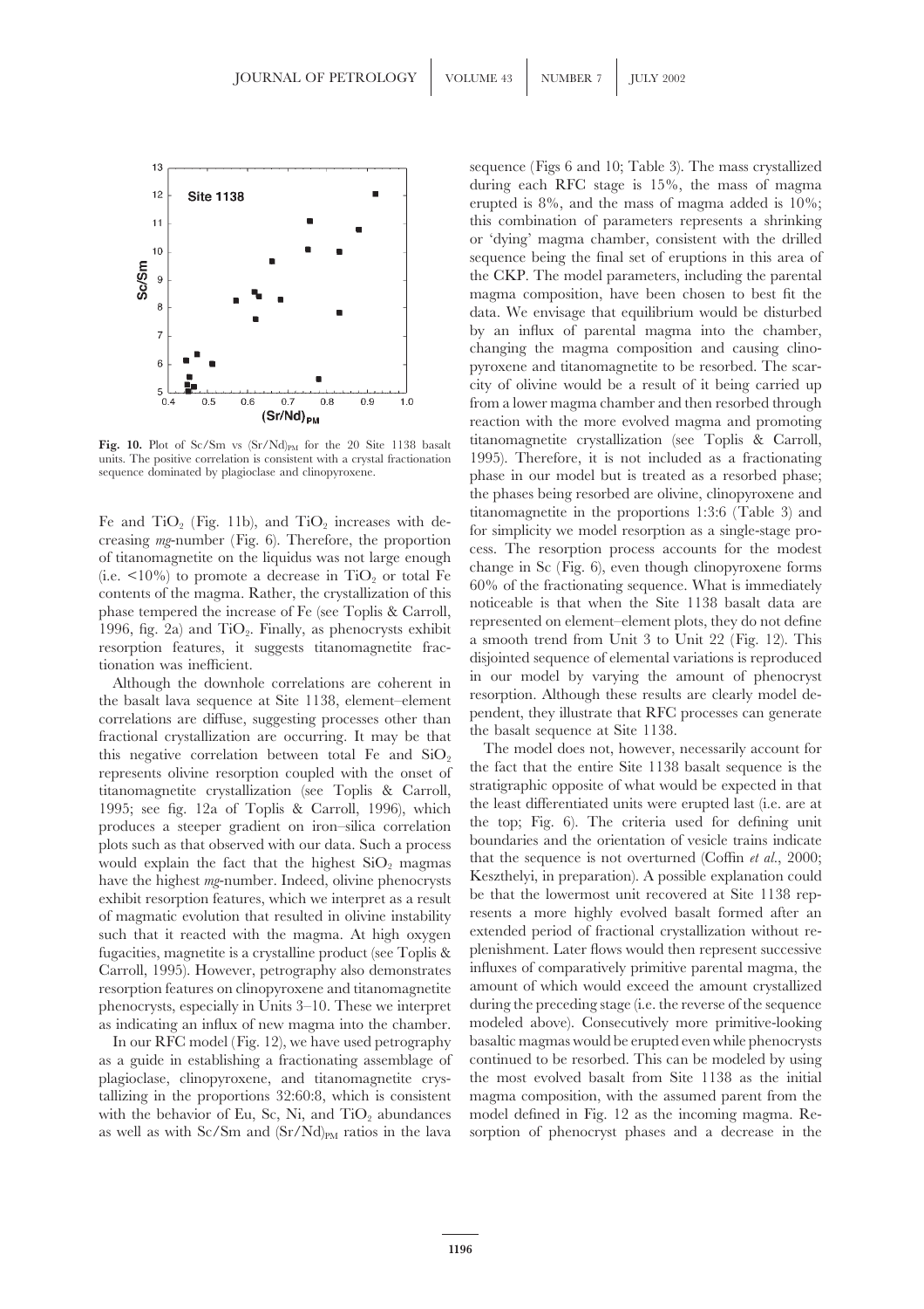Fig. 10. Plot of Sc/Sm vs $(Sr/Nd)_{PM}$ for the 20 Site 1138 basalt units. The positive correlation is consistent with a crystal fractionation sequence dominated by plagioclase and clinopyroxene.

Fe and $TiO_2$ (Fig. 11b), and $TiO_2$ increases with decreasing *mg*-number (Fig. 6). Therefore, the proportion of titanomagnetite on the liquidus was not large enough (i.e. <10%) to promote a decrease in $TiO_2$ or total Fe contents of the magma. Rather, the crystallization of this phase tempered the increase of Fe (see Toplis & Carroll, 1996, fig. 2a) and $TiO_2$. Finally, as phenocrysts exhibit resorption features, it suggests titanomagnetite fractionation was inefficient.

Although the downhole correlations are coherent in the basalt lava sequence at Site 1138, element–element correlations are diffuse, suggesting processes other than fractional crystallization are occurring. It may be that this negative correlation between total Fe and $SiO_2$ represents olivine resorption coupled with the onset of titanomagnetite crystallization (see Toplis & Carroll, 1995; see fig. 12a of Toplis & Carroll, 1996), which produces a steeper gradient on iron–silica correlation plots such as that observed with our data. Such a process would explain the fact that the highest $SiO_2$ magmas have the highest *mg*-number. Indeed, olivine phenocrysts exhibit resorption features, which we interpret as a result of magmatic evolution that resulted in olivine instability such that it reacted with the magma. At high oxygen fugacities, magnetite is a crystalline product (see Toplis & Carroll, 1995). However, petrography also demonstrates resorption features on clinopyroxene and titanomagnetite phenocrysts, especially in Units 3–10. These we interpret as indicating an influx of new magma into the chamber.

In our RFC model (Fig. 12), we have used petrography as a guide in establishing a fractionating assemblage of plagioclase, clinopyroxene, and titanomagnetite crystallizing in the proportions 32:60:8, which is consistent with the behavior of Eu, Sc, Ni, and $TiO_2$ abundances as well as with Sc/Sm and $(Sr/Nd)_{PM}$ ratios in the lava sequence (Figs 6 and 10; Table 3). The mass crystallized during each RFC stage is 15%, the mass of magma erupted is 8%, and the mass of magma added is 10%; this combination of parameters represents a shrinking or 'dying' magma chamber, consistent with the drilled sequence being the final set of eruptions in this area of the CKP. The model parameters, including the parental magma composition, have been chosen to best fit the data. We envisage that equilibrium would be disturbed by an influx of parental magma into the chamber, changing the magma composition and causing clinopyroxene and titanomagnetite to be resorbed. The scarcity of olivine would be a result of it being carried up from a lower magma chamber and then resorbed through reaction with the more evolved magma and promoting titanomagnetite crystallization (see Toplis & Carroll, 1995). Therefore, it is not included as a fractionating phase in our model but is treated as a resorbed phase; the phases being resorbed are olivine, clinopyroxene and titanomagnetite in the proportions 1:3:6 (Table 3) and for simplicity we model resorption as a single-stage process. The resorption process accounts for the modest change in Sc (Fig. 6), even though clinopyroxene forms 60% of the fractionating sequence. What is immediately noticeable is that when the Site 1138 basalt data are represented on element–element plots, they do not define a smooth trend from Unit 3 to Unit 22 (Fig. 12). This disjointed sequence of elemental variations is reproduced in our model by varying the amount of phenocryst resorption. Although these results are clearly model dependent, they illustrate that RFC processes can generate the basalt sequence at Site 1138.

The model does not, however, necessarily account for the fact that the entire Site 1138 basalt sequence is the stratigraphic opposite of what would be expected in that the least differentiated units were erupted last (i.e. are at the top; Fig. 6). The criteria used for defining unit boundaries and the orientation of vesicle trains indicate that the sequence is not overturned (Coffin *et al.*, 2000; Keszthelyi, in preparation). A possible explanation could be that the lowermost unit recovered at Site 1138 represents a more highly evolved basalt formed after an extended period of fractional crystallization without replenishment. Later flows would then represent successive influxes of comparatively primitive parental magma, the amount of which would exceed the amount crystallized during the preceding stage (i.e. the reverse of the sequence modeled above). Consecutively more primitive-looking basaltic magmas would be erupted even while phenocrysts continued to be resorbed. This can be modeled by using the most evolved basalt from Site 1138 as the initial magma composition, with the assumed parent from the model defined in Fig. 12 as the incoming magma. Resorption of phenocryst phases and a decrease in the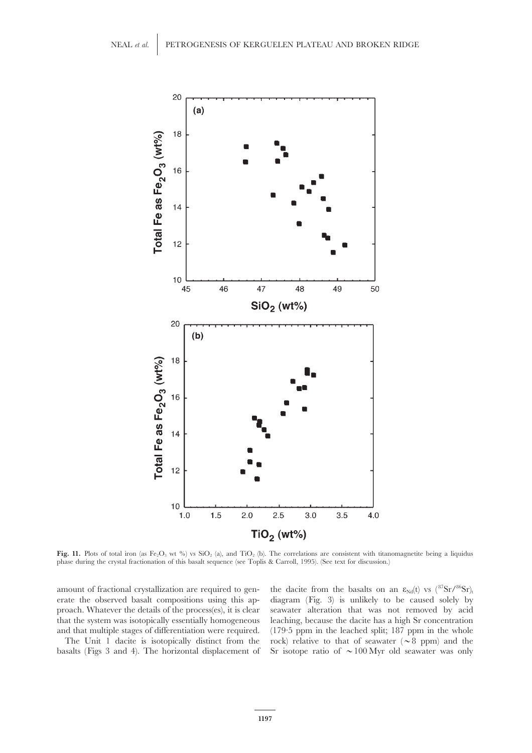**Fig. 11.** Plots of total iron (as $Fe_2O_3$ wt %) vs $SiO_2$ (a), and $TiO_2$ (b). The correlations are consistent with titanomagnetite being a liquidus phase during the crystal fractionation of this basalt sequence (see Toplis & Carroll, 1995). (See text for discussion.)

amount of fractional crystallization are required to generate the observed basalt compositions using this approach. Whatever the details of the process(es), it is clear that the system was isotopically essentially homogeneous and that multiple stages of differentiation were required.

The Unit 1 dacite is isotopically distinct from the basalts (Figs 3 and 4). The horizontal displacement of the dacite from the basalts on an $\varepsilon_{Nd}(t)$ vs $(^{87}Sr/^{86}Sr)_t$ diagram (Fig. 3) is unlikely to be caused solely by seawater alteration that was not removed by acid leaching, because the dacite has a high Sr concentration (179·5 ppm in the leached split; 187 ppm in the whole rock) relative to that of seawater ($\sim$8 ppm) and the Sr isotope ratio of $\sim$100 Myr old seawater was only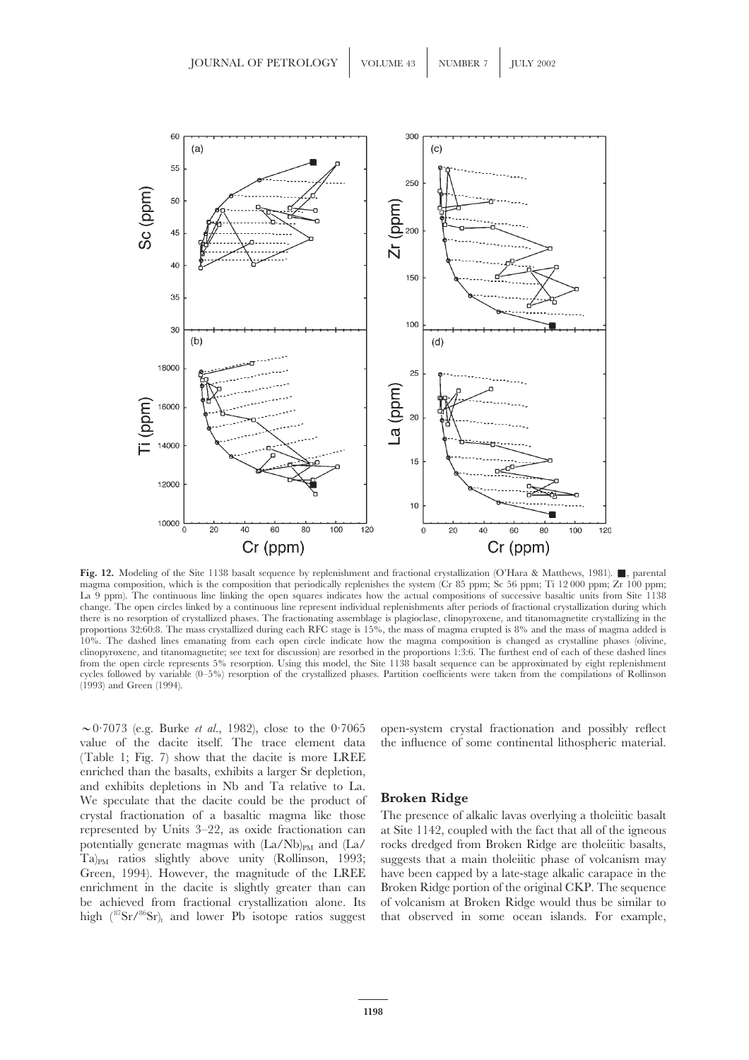**Fig. 12.** Modeling of the Site 1138 basalt sequence by replenishment and fractional crystallization (O'Hara & Matthews, 1981). ■, parental magma composition, which is the composition that periodically replenishes the system (Cr 85 ppm; Sc 56 ppm; Ti 12 000 ppm; Zr 100 ppm; La 9 ppm). The continuous line linking the open squares indicates how the actual compositions of successive basaltic units from Site 1138 change. The open circles linked by a continuous line represent individual replenishments after periods of fractional crystallization during which there is no resorption of crystallized phases. The fractionating assemblage is plagioclase, clinopyroxene, and titanomagnetite crystallizing in the proportions 32:60:8. The mass crystallized during each RFC stage is 15%, the mass of magma erupted is 8% and the mass of magma added is 10%. The dashed lines emanating from each open circle indicate how the magma composition is changed as crystalline phases (olivine, clinopyroxene, and titanomagnetite; see text for discussion) are resorbed in the proportions 1:3:6. The furthest end of each of these dashed lines from the open circle represents 5% resorption. Using this model, the Site 1138 basalt sequence can be approximated by eight replenishment cycles followed by variable (0–5%) resorption of the crystallized phases. Partition coefficients were taken from the compilations of Rollinson (1993) and Green (1994).

~0·7073 (e.g. Burke *et al.*, 1982), close to the 0·7065 value of the dacite itself. The trace element data (Table 1; Fig. 7) show that the dacite is more LREE enriched than the basalts, exhibits a larger Sr depletion, and exhibits depletions in Nb and Ta relative to La. We speculate that the dacite could be the product of crystal fractionation of a basaltic magma like those represented by Units 3–22, as oxide fractionation can potentially generate magmas with $(La/Nb)_{PM}$ and $(La/Ta)_{PM}$ ratios slightly above unity (Rollinson, 1993; Green, 1994). However, the magnitude of the LREE enrichment in the dacite is slightly greater than can be achieved from fractional crystallization alone. Its high $(^{87}Sr/^{86}Sr)_t$ and lower Pb isotope ratios suggest open-system crystal fractionation and possibly reflect the influence of some continental lithospheric material.

## Broken Ridge

The presence of alkalic lavas overlying a tholeiitic basalt at Site 1142, coupled with the fact that all of the igneous rocks dredged from Broken Ridge are tholeiitic basalts, suggests that a main tholeiitic phase of volcanism may have been capped by a late-stage alkalic carapace in the Broken Ridge portion of the original CKP. The sequence of volcanism at Broken Ridge would thus be similar to that observed in some ocean islands. For example,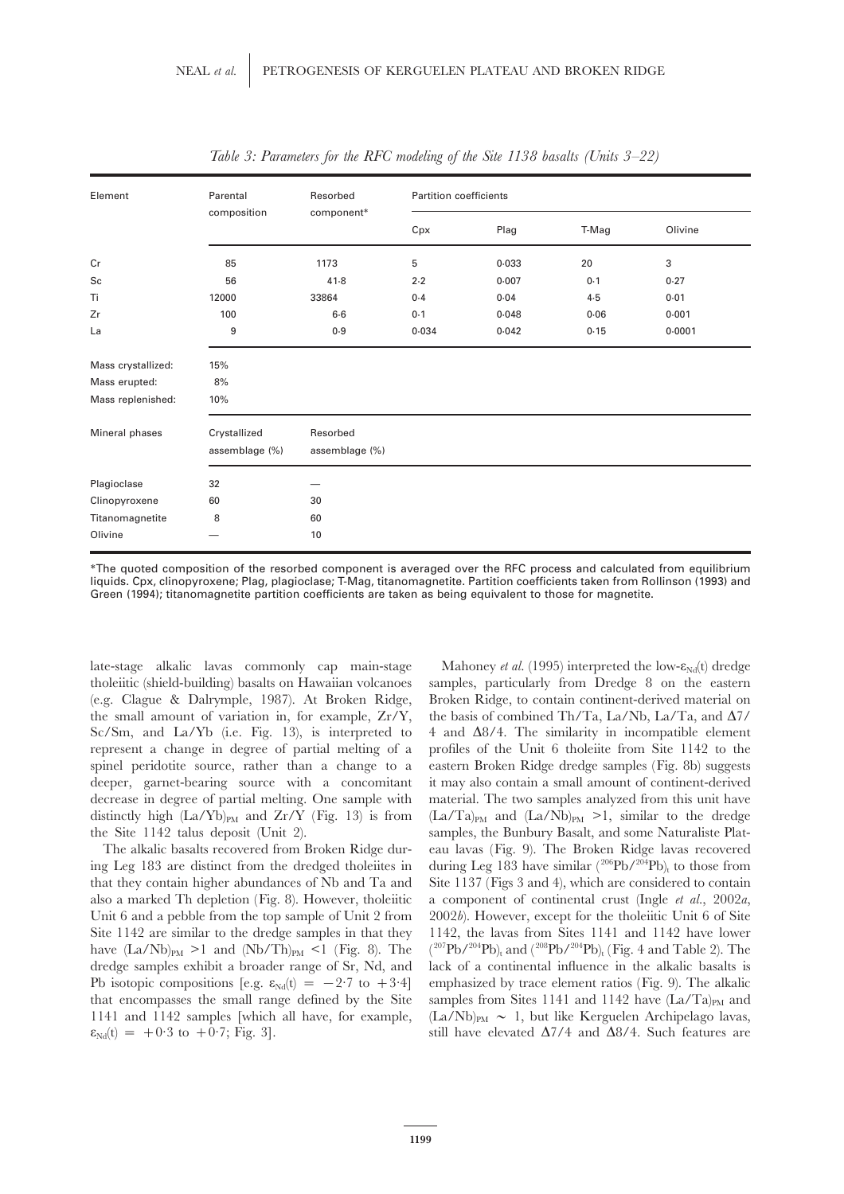*Table 3: Parameters for the RFC modeling of the Site 1138 basalts (Units 3–22)*

| Element | Parental composition | Resorbed component* | Partition coefficients | | | |
|---|---|---|---|---|---|---|
| | | | Cpx | Plag | T-Mag | Olivine |
| Cr | 85 | 1173 | 5 | 0·033 | 20 | 3 |
| Sc | 56 | 41·8 | 2·2 | 0·007 | 0·1 | 0·27 |
| Ti | 12000 | 33864 | 0·4 | 0·04 | 4·5 | 0·01 |
| Zr | 100 | 6·6 | 0·1 | 0·048 | 0·06 | 0·001 |
| La | 9 | 0·9 | 0·034 | 0·042 | 0·15 | 0·0001 |
| Mass crystallized: | 15% | | | | | |
| Mass erupted: | 8% | | | | | |
| Mass replenished: | 10% | | | | | |
| Mineral phases | Crystallized assemblage (%) | Resorbed assemblage (%) | | | | |
| Plagioclase | 32 | — | | | | |
| Clinopyroxene | 60 | 30 | | | | |
| Titanomagnetite | 8 | 60 | | | | |
| Olivine | — | 10 | | | | |

*The quoted composition of the resorbed component is averaged over the RFC process and calculated from equilibrium liquids. Cpx, clinopyroxene; Plag, plagioclase; T-Mag, titanomagnetite. Partition coefficients taken from Rollinson (1993) and Green (1994); titanomagnetite partition coefficients are taken as being equivalent to those for magnetite.

late-stage alkalic lavas commonly cap main-stage tholeiitic (shield-building) basalts on Hawaiian volcanoes (e.g. Clague & Dalrymple, 1987). At Broken Ridge, the small amount of variation in, for example, Zr/Y, Sc/Sm, and La/Yb (i.e. Fig. 13), is interpreted to represent a change in degree of partial melting of a spinel peridotite source, rather than a change to a deeper, garnet-bearing source with a concomitant decrease in degree of partial melting. One sample with distinctly high $(La/Yb)_{PM}$ and Zr/Y (Fig. 13) is from the Site 1142 talus deposit (Unit 2).

The alkalic basalts recovered from Broken Ridge during Leg 183 are distinct from the dredged tholeiites in that they contain higher abundances of Nb and Ta and also a marked Th depletion (Fig. 8). However, tholeiitic Unit 6 and a pebble from the top sample of Unit 2 from Site 1142 are similar to the dredge samples in that they have $(La/Nb)_{PM} > 1$ and $(Nb/Th)_{PM} < 1$ (Fig. 8). The dredge samples exhibit a broader range of Sr, Nd, and Pb isotopic compositions [e.g. $\varepsilon_{Nd}(t) = -2{\cdot}7$ to $+3{\cdot}4$] that encompasses the small range defined by the Site 1141 and 1142 samples [which all have, for example, $\varepsilon_{Nd}(t) = +0{\cdot}3$ to $+0{\cdot}7$; Fig. 3].

Mahoney *et al.* (1995) interpreted the low-$\varepsilon_{Nd}(t)$ dredge samples, particularly from Dredge 8 on the eastern Broken Ridge, to contain continent-derived material on the basis of combined Th/Ta, La/Nb, La/Ta, and Δ7/4 and Δ8/4. The similarity in incompatible element profiles of the Unit 6 tholeiite from Site 1142 to the eastern Broken Ridge dredge samples (Fig. 8b) suggests it may also contain a small amount of continent-derived material. The two samples analyzed from this unit have $(La/Ta)_{PM}$ and $(La/Nb)_{PM} > 1$, similar to the dredge samples, the Bunbury Basalt, and some Naturaliste Plateau lavas (Fig. 9). The Broken Ridge lavas recovered during Leg 183 have similar $(^{206}Pb/^{204}Pb)_t$ to those from Site 1137 (Figs 3 and 4), which are considered to contain a component of continental crust (Ingle *et al.*, 2002*a*, 2002*b*). However, except for the tholeiitic Unit 6 of Site 1142, the lavas from Sites 1141 and 1142 have lower $(^{207}Pb/^{204}Pb)_t$ and $(^{208}Pb/^{204}Pb)_t$ (Fig. 4 and Table 2). The lack of a continental influence in the alkalic basalts is emphasized by trace element ratios (Fig. 9). The alkalic samples from Sites 1141 and 1142 have $(La/Ta)_{PM}$ and $(La/Nb)_{PM} \sim 1$, but like Kerguelen Archipelago lavas, still have elevated Δ7/4 and Δ8/4. Such features are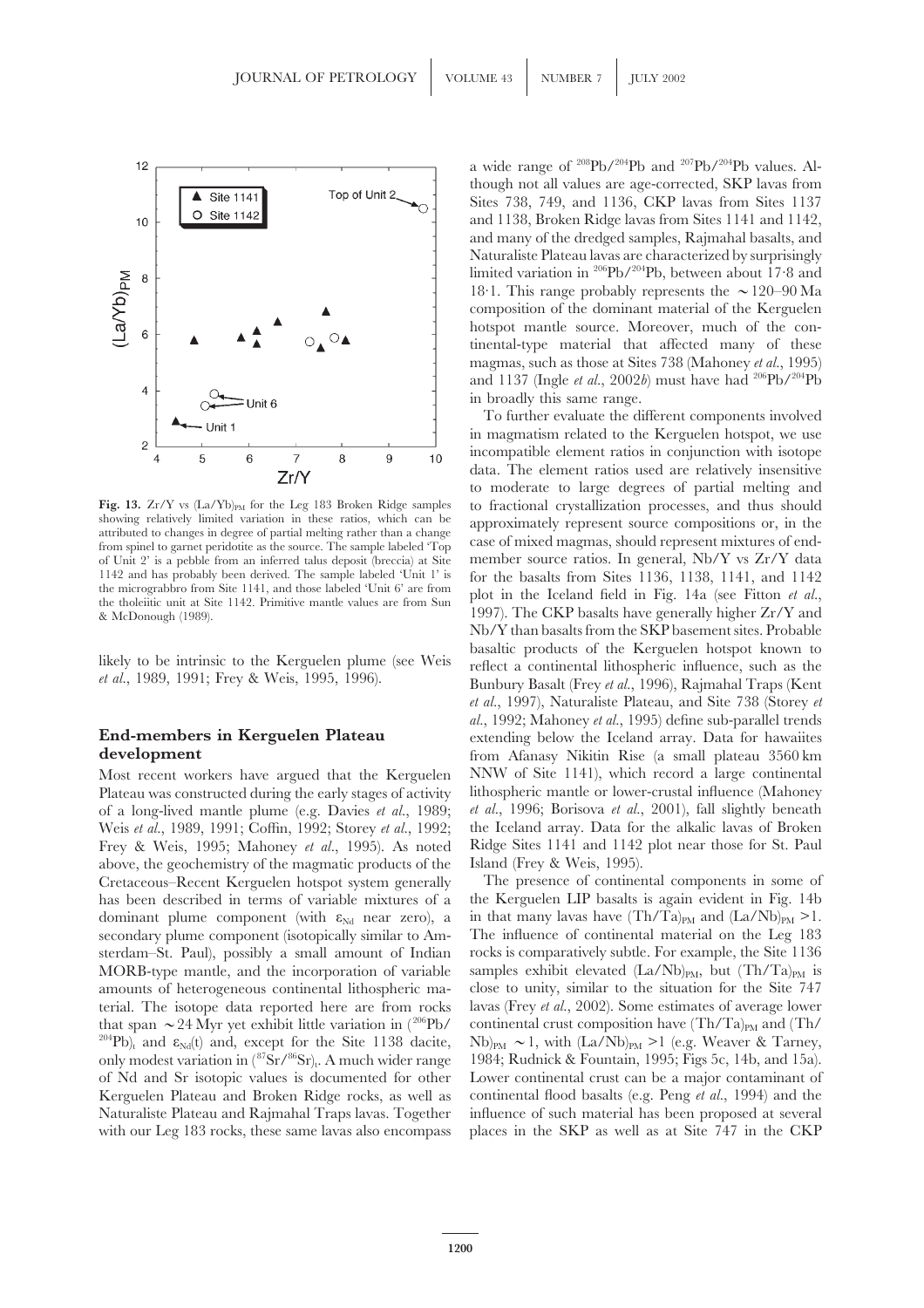Fig. 13. Zr/Y vs $(La/Yb)_{PM}$ for the Leg 183 Broken Ridge samples showing relatively limited variation in these ratios, which can be attributed to changes in degree of partial melting rather than a change from spinel to garnet peridotite as the source. The sample labeled 'Top of Unit 2' is a pebble from an inferred talus deposit (breccia) at Site 1142 and has probably been derived. The sample labeled 'Unit 1' is the micrograbbro from Site 1141, and those labeled 'Unit 6' are from the tholeiitic unit at Site 1142. Primitive mantle values are from Sun & McDonough (1989).

likely to be intrinsic to the Kerguelen plume (see Weis *et al.*, 1989, 1991; Frey & Weis, 1995, 1996).

## End-members in Kerguelen Plateau development

Most recent workers have argued that the Kerguelen Plateau was constructed during the early stages of activity of a long-lived mantle plume (e.g. Davies *et al.*, 1989; Weis *et al.*, 1989, 1991; Coffin, 1992; Storey *et al.*, 1992; Frey & Weis, 1995; Mahoney *et al.*, 1995). As noted above, the geochemistry of the magmatic products of the Cretaceous–Recent Kerguelen hotspot system generally has been described in terms of variable mixtures of a dominant plume component (with $\varepsilon_{Nd}$ near zero), a secondary plume component (isotopically similar to Amsterdam–St. Paul), possibly a small amount of Indian MORB-type mantle, and the incorporation of variable amounts of heterogeneous continental lithospheric material. The isotope data reported here are from rocks that span $\sim$24 Myr yet exhibit little variation in $(^{206}Pb/^{204}Pb)_t$ and $\varepsilon_{Nd}(t)$ and, except for the Site 1138 dacite, only modest variation in $(^{87}Sr/^{86}Sr)_t$. A much wider range of Nd and Sr isotopic values is documented for other Kerguelen Plateau and Broken Ridge rocks, as well as Naturaliste Plateau and Rajmahal Traps lavas. Together with our Leg 183 rocks, these same lavas also encompass a wide range of $^{208}Pb/^{204}Pb$ and $^{207}Pb/^{204}Pb$ values. Although not all values are age-corrected, SKP lavas from Sites 738, 749, and 1136, CKP lavas from Sites 1137 and 1138, Broken Ridge lavas from Sites 1141 and 1142, and many of the dredged samples, Rajmahal basalts, and Naturaliste Plateau lavas are characterized by surprisingly limited variation in $^{206}Pb/^{204}Pb$, between about 17·8 and 18·1. This range probably represents the $\sim$120–90 Ma composition of the dominant material of the Kerguelen hotspot mantle source. Moreover, much of the continental-type material that affected many of these magmas, such as those at Sites 738 (Mahoney *et al.*, 1995) and 1137 (Ingle *et al.*, 2002*b*) must have had $^{206}Pb/^{204}Pb$ in broadly this same range.

To further evaluate the different components involved in magmatism related to the Kerguelen hotspot, we use incompatible element ratios in conjunction with isotope data. The element ratios used are relatively insensitive to moderate to large degrees of partial melting and to fractional crystallization processes, and thus should approximately represent source compositions or, in the case of mixed magmas, should represent mixtures of end-member source ratios. In general, Nb/Y vs Zr/Y data for the basalts from Sites 1136, 1138, 1141, and 1142 plot in the Iceland field in Fig. 14a (see Fitton *et al.*, 1997). The CKP basalts have generally higher Zr/Y and Nb/Y than basalts from the SKP basement sites. Probable basaltic products of the Kerguelen hotspot known to reflect a continental lithospheric influence, such as the Bunbury Basalt (Frey *et al.*, 1996), Rajmahal Traps (Kent *et al.*, 1997), Naturaliste Plateau, and Site 738 (Storey *et al.*, 1992; Mahoney *et al.*, 1995) define sub-parallel trends extending below the Iceland array. Data for hawaiites from Afanasy Nikitin Rise (a small plateau 3560 km NNW of Site 1141), which record a large continental lithospheric mantle or lower-crustal influence (Mahoney *et al.*, 1996; Borisova *et al.*, 2001), fall slightly beneath the Iceland array. Data for the alkalic lavas of Broken Ridge Sites 1141 and 1142 plot near those for St. Paul Island (Frey & Weis, 1995).

The presence of continental components in some of the Kerguelen LIP basalts is again evident in Fig. 14b in that many lavas have $(Th/Ta)_{PM}$ and $(La/Nb)_{PM} > 1$. The influence of continental material on the Leg 183 rocks is comparatively subtle. For example, the Site 1136 samples exhibit elevated $(La/Nb)_{PM}$, but $(Th/Ta)_{PM}$ is close to unity, similar to the situation for the Site 747 lavas (Frey *et al.*, 2002). Some estimates of average lower continental crust composition have $(Th/Ta)_{PM}$ and $(Th/Nb)_{PM} \sim 1$, with $(La/Nb)_{PM} > 1$ (e.g. Weaver & Tarney, 1984; Rudnick & Fountain, 1995; Figs 5c, 14b, and 15a). Lower continental crust can be a major contaminant of continental flood basalts (e.g. Peng *et al.*, 1994) and the influence of such material has been proposed at several places in the SKP as well as at Site 747 in the CKP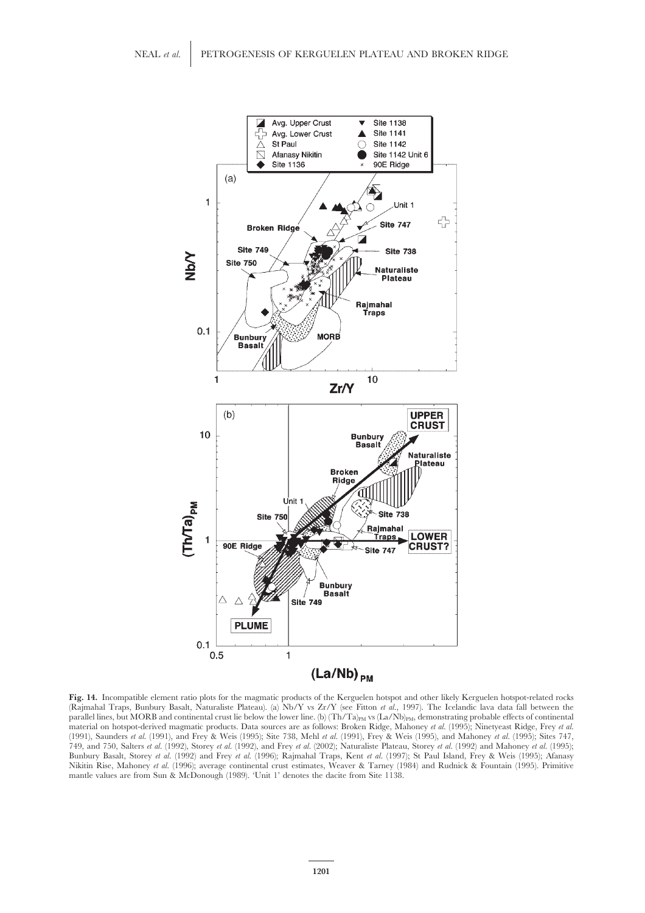**Fig. 14.** Incompatible element ratio plots for the magmatic products of the Kerguelen hotspot and other likely Kerguelen hotspot-related rocks (Rajmahal Traps, Bunbury Basalt, Naturaliste Plateau). (a) Nb/Y vs Zr/Y (see Fitton *et al.*, 1997). The Icelandic lava data fall between the parallel lines, but MORB and continental crust lie below the lower line. (b) $(Th/Ta)_{PM}$ vs $(La/Nb)_{PM}$, demonstrating probable effects of continental material on hotspot-derived magmatic products. Data sources are as follows: Broken Ridge, Mahoney *et al.* (1995); Ninetyeast Ridge, Frey *et al.* (1991), Saunders *et al.* (1991), and Frey & Weis (1995); Site 738, Mehl *et al.* (1991), Frey & Weis (1995), and Mahoney *et al.* (1995); Sites 747, 749, and 750, Salters *et al.* (1992), Storey *et al.* (1992), and Frey *et al.* (2002); Naturaliste Plateau, Storey *et al.* (1992) and Mahoney *et al.* (1995); Bunbury Basalt, Storey *et al.* (1992) and Frey *et al.* (1996); Rajmahal Traps, Kent *et al.* (1997); St Paul Island, Frey & Weis (1995); Afanasy Nikitin Rise, Mahoney *et al.* (1996); average continental crust estimates, Weaver & Tarney (1984) and Rudnick & Fountain (1995). Primitive mantle values are from Sun & McDonough (1989). 'Unit 1' denotes the dacite from Site 1138.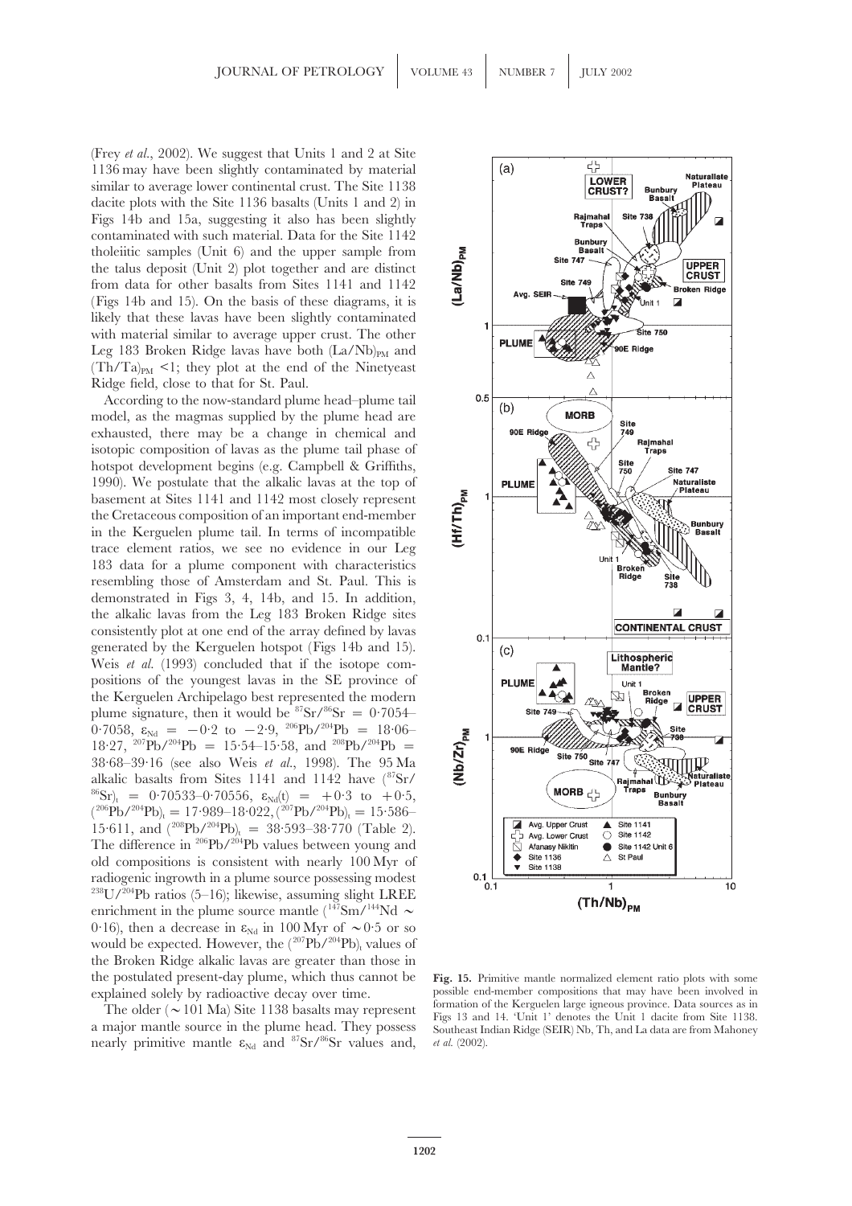(Frey *et al*., 2002). We suggest that Units 1 and 2 at Site 1136 may have been slightly contaminated by material similar to average lower continental crust. The Site 1138 dacite plots with the Site 1136 basalts (Units 1 and 2) in Figs 14b and 15a, suggesting it also has been slightly contaminated with such material. Data for the Site 1142 tholeiitic samples (Unit 6) and the upper sample from the talus deposit (Unit 2) plot together and are distinct from data for other basalts from Sites 1141 and 1142 (Figs 14b and 15). On the basis of these diagrams, it is likely that these lavas have been slightly contaminated with material similar to average upper crust. The other Leg 183 Broken Ridge lavas have both $(La/Nb)_{PM}$ and $(Th/Ta)_{PM}$ <1; they plot at the end of the Ninetyeast Ridge field, close to that for St. Paul.

According to the now-standard plume head–plume tail model, as the magmas supplied by the plume head are exhausted, there may be a change in chemical and isotopic composition of lavas as the plume tail phase of hotspot development begins (e.g. Campbell & Griffiths, 1990). We postulate that the alkalic lavas at the top of basement at Sites 1141 and 1142 most closely represent the Cretaceous composition of an important end-member in the Kerguelen plume tail. In terms of incompatible trace element ratios, we see no evidence in our Leg 183 data for a plume component with characteristics resembling those of Amsterdam and St. Paul. This is demonstrated in Figs 3, 4, 14b, and 15. In addition, the alkalic lavas from the Leg 183 Broken Ridge sites consistently plot at one end of the array defined by lavas generated by the Kerguelen hotspot (Figs 14b and 15). Weis *et al*. (1993) concluded that if the isotope compositions of the youngest lavas in the SE province of the Kerguelen Archipelago best represented the modern plume signature, then it would be $^{87}Sr/^{86}Sr$ = 0·7054–0·7058, $\varepsilon_{Nd}$ = −0·2 to −2·9, $^{206}Pb/^{204}Pb$ = 18·06–18·27, $^{207}Pb/^{204}Pb$ = 15·54–15·58, and $^{208}Pb/^{204}Pb$ = 38·68–39·16 (see also Weis *et al*., 1998). The 95 Ma alkalic basalts from Sites 1141 and 1142 have $(^{87}Sr/^{86}Sr)_t$ = 0·70533–0·70556, $\varepsilon_{Nd}(t)$ = +0·3 to +0·5, $(^{206}Pb/^{204}Pb)_t$ = 17·989–18·022, $(^{207}Pb/^{204}Pb)_t$ = 15·586–15·611, and $(^{208}Pb/^{204}Pb)_t$ = 38·593–38·770 (Table 2). The difference in $^{206}Pb/^{204}Pb$ values between young and old compositions is consistent with nearly 100 Myr of radiogenic ingrowth in a plume source possessing modest $^{238}U/^{204}Pb$ ratios (5–16); likewise, assuming slight LREE enrichment in the plume source mantle ($^{147}Sm/^{144}Nd$ ∼ 0·16), then a decrease in $\varepsilon_{Nd}$ in 100 Myr of ∼0·5 or so would be expected. However, the $(^{207}Pb/^{204}Pb)_t$ values of the Broken Ridge alkalic lavas are greater than those in the postulated present-day plume, which thus cannot be explained solely by radioactive decay over time.

The older (∼101 Ma) Site 1138 basalts may represent a major mantle source in the plume head. They possess nearly primitive mantle $\varepsilon_{Nd}$ and $^{87}Sr/^{86}Sr$ values and,

**Fig. 15.** Primitive mantle normalized element ratio plots with some possible end-member compositions that may have been involved in formation of the Kerguelen large igneous province. Data sources as in Figs 13 and 14. 'Unit 1' denotes the Unit 1 dacite from Site 1138. Southeast Indian Ridge (SEIR) Nb, Th, and La data are from Mahoney *et al*. (2002).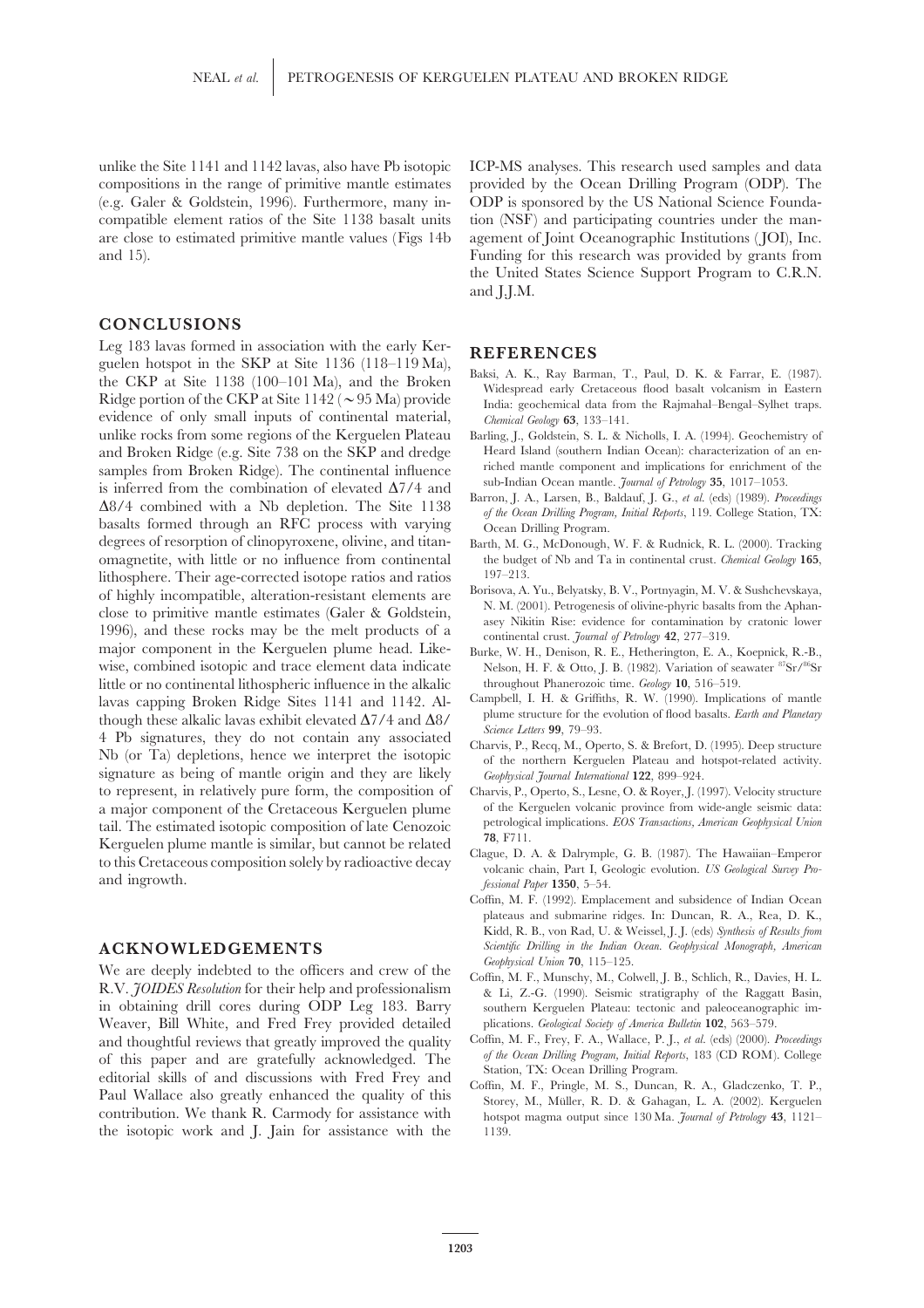unlike the Site 1141 and 1142 lavas, also have Pb isotopic compositions in the range of primitive mantle estimates (e.g. Galer & Goldstein, 1996). Furthermore, many incompatible element ratios of the Site 1138 basalt units are close to estimated primitive mantle values (Figs 14b and 15).

## CONCLUSIONS

Leg 183 lavas formed in association with the early Kerguelen hotspot in the SKP at Site 1136 (118–119 Ma), the CKP at Site 1138 (100–101 Ma), and the Broken Ridge portion of the CKP at Site 1142 ($\sim$95 Ma) provide evidence of only small inputs of continental material, unlike rocks from some regions of the Kerguelen Plateau and Broken Ridge (e.g. Site 738 on the SKP and dredge samples from Broken Ridge). The continental influence is inferred from the combination of elevated $\Delta 7/4$ and $\Delta 8/4$ combined with a Nb depletion. The Site 1138 basalts formed through an RFC process with varying degrees of resorption of clinopyroxene, olivine, and titanomagnetite, with little or no influence from continental lithosphere. Their age-corrected isotope ratios and ratios of highly incompatible, alteration-resistant elements are close to primitive mantle estimates (Galer & Goldstein, 1996), and these rocks may be the melt products of a major component in the Kerguelen plume head. Likewise, combined isotopic and trace element data indicate little or no continental lithospheric influence in the alkalic lavas capping Broken Ridge Sites 1141 and 1142. Although these alkalic lavas exhibit elevated $\Delta 7/4$ and $\Delta 8/4$ Pb signatures, they do not contain any associated Nb (or Ta) depletions, hence we interpret the isotopic signature as being of mantle origin and they are likely to represent, in relatively pure form, the composition of a major component of the Cretaceous Kerguelen plume tail. The estimated isotopic composition of late Cenozoic Kerguelen plume mantle is similar, but cannot be related to this Cretaceous composition solely by radioactive decay and ingrowth.

## ACKNOWLEDGEMENTS

We are deeply indebted to the officers and crew of the R.V. *JOIDES Resolution* for their help and professionalism in obtaining drill cores during ODP Leg 183. Barry Weaver, Bill White, and Fred Frey provided detailed and thoughtful reviews that greatly improved the quality of this paper and are gratefully acknowledged. The editorial skills of and discussions with Fred Frey and Paul Wallace also greatly enhanced the quality of this contribution. We thank R. Carmody for assistance with the isotopic work and J. Jain for assistance with the ICP-MS analyses. This research used samples and data provided by the Ocean Drilling Program (ODP). The ODP is sponsored by the US National Science Foundation (NSF) and participating countries under the management of Joint Oceanographic Institutions (JOI), Inc. Funding for this research was provided by grants from the United States Science Support Program to C.R.N. and J.J.M.

## REFERENCES

Baksi, A. K., Ray Barman, T., Paul, D. K. & Farrar, E. (1987). Widespread early Cretaceous flood basalt volcanism in Eastern India: geochemical data from the Rajmahal–Bengal–Sylhet traps. *Chemical Geology* **63**, 133–141.

Barling, J., Goldstein, S. L. & Nicholls, I. A. (1994). Geochemistry of Heard Island (southern Indian Ocean): characterization of an enriched mantle component and implications for enrichment of the sub-Indian Ocean mantle. *Journal of Petrology* **35**, 1017–1053.

Barron, J. A., Larsen, B., Baldauf, J. G., *et al.* (eds) (1989). *Proceedings of the Ocean Drilling Program, Initial Reports*, 119. College Station, TX: Ocean Drilling Program.

Barth, M. G., McDonough, W. F. & Rudnick, R. L. (2000). Tracking the budget of Nb and Ta in continental crust. *Chemical Geology* **165**, 197–213.

Borisova, A. Yu., Belyatsky, B. V., Portnyagin, M. V. & Sushchevskaya, N. M. (2001). Petrogenesis of olivine-phyric basalts from the Aphanasey Nikitin Rise: evidence for contamination by cratonic lower continental crust. *Journal of Petrology* **42**, 277–319.

Burke, W. H., Denison, R. E., Hetherington, E. A., Koepnick, R.-B., Nelson, H. F. & Otto, J. B. (1982). Variation of seawater $^{87}Sr/^{86}Sr$ throughout Phanerozoic time. *Geology* **10**, 516–519.

Campbell, I. H. & Griffiths, R. W. (1990). Implications of mantle plume structure for the evolution of flood basalts. *Earth and Planetary Science Letters* **99**, 79–93.

Charvis, P., Recq, M., Operto, S. & Brefort, D. (1995). Deep structure of the northern Kerguelen Plateau and hotspot-related activity. *Geophysical Journal International* **122**, 899–924.

Charvis, P., Operto, S., Lesne, O. & Royer, J. (1997). Velocity structure of the Kerguelen volcanic province from wide-angle seismic data: petrological implications. *EOS Transactions, American Geophysical Union* **78**, F711.

Clague, D. A. & Dalrymple, G. B. (1987). The Hawaiian–Emperor volcanic chain, Part I, Geologic evolution. *US Geological Survey Professional Paper* **1350**, 5–54.

Coffin, M. F. (1992). Emplacement and subsidence of Indian Ocean plateaus and submarine ridges. In: Duncan, R. A., Rea, D. K., Kidd, R. B., von Rad, U. & Weissel, J. J. (eds) *Synthesis of Results from Scientific Drilling in the Indian Ocean. Geophysical Monograph, American Geophysical Union* **70**, 115–125.

Coffin, M. F., Munschy, M., Colwell, J. B., Schlich, R., Davies, H. L. & Li, Z.-G. (1990). Seismic stratigraphy of the Raggatt Basin, southern Kerguelen Plateau: tectonic and paleoceanographic implications. *Geological Society of America Bulletin* **102**, 563–579.

Coffin, M. F., Frey, F. A., Wallace, P. J., *et al.* (eds) (2000). *Proceedings of the Ocean Drilling Program, Initial Reports*, 183 (CD ROM). College Station, TX: Ocean Drilling Program.

Coffin, M. F., Pringle, M. S., Duncan, R. A., Gladczenko, T. P., Storey, M., Müller, R. D. & Gahagan, L. A. (2002). Kerguelen hotspot magma output since 130 Ma. *Journal of Petrology* **43**, 1121–1139.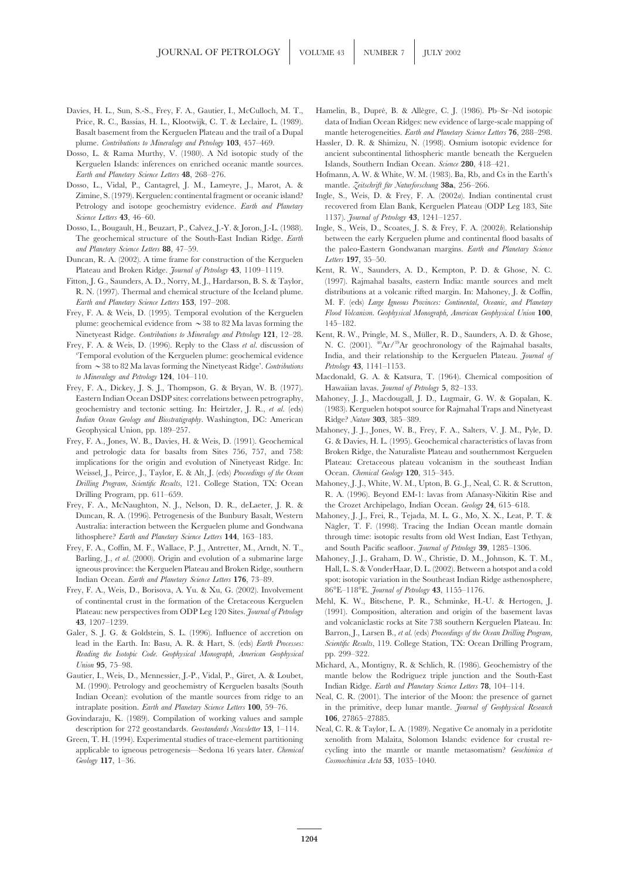Davies, H. L., Sun, S.-S., Frey, F. A., Gautier, I., McCulloch, M. T., Price, R. C., Bassias, H. L., Klootwijk, C. T. & Leclaire, L. (1989). Basalt basement from the Kerguelen Plateau and the trail of a Dupal plume. *Contributions to Mineralogy and Petrology* **103**, 457–469.

Dosso, L. & Rama Murthy, V. (1980). A Nd isotopic study of the Kerguelen Islands: inferences on enriched oceanic mantle sources. *Earth and Planetary Science Letters* **48**, 268–276.

Dosso, L., Vidal, P., Cantagrel, J. M., Lameyre, J., Marot, A. & Zimine, S. (1979). Kerguelen: continental fragment or oceanic island? Petrology and isotope geochemistry evidence. *Earth and Planetary Science Letters* **43**, 46–60.

Dosso, L., Bougault, H., Beuzart, P., Calvez, J.-Y. & Joron, J.-L. (1988). The geochemical structure of the South-East Indian Ridge. *Earth and Planetary Science Letters* **88**, 47–59.

Duncan, R. A. (2002). A time frame for construction of the Kerguelen Plateau and Broken Ridge. *Journal of Petrology* **43**, 1109–1119.

Fitton, J. G., Saunders, A. D., Norry, M. J., Hardarson, B. S. & Taylor, R. N. (1997). Thermal and chemical structure of the Iceland plume. *Earth and Planetary Science Letters* **153**, 197–208.

Frey, F. A. & Weis, D. (1995). Temporal evolution of the Kerguelen plume: geochemical evidence from ~38 to 82 Ma lavas forming the Ninetyeast Ridge. *Contributions to Mineralogy and Petrology* **121**, 12–28.

Frey, F. A. & Weis, D. (1996). Reply to the Class *et al.* discussion of 'Temporal evolution of the Kerguelen plume: geochemical evidence from ~38 to 82 Ma lavas forming the Ninetyeast Ridge'. *Contributions to Mineralogy and Petrology* **124**, 104–110.

Frey, F. A., Dickey, J. S. J., Thompson, G. & Bryan, W. B. (1977). Eastern Indian Ocean DSDP sites: correlations between petrography, geochemistry and tectonic setting. In: Heirtzler, J. R., *et al.* (eds) *Indian Ocean Geology and Biostratigraphy*. Washington, DC: American Geophysical Union, pp. 189–257.

Frey, F. A., Jones, W. B., Davies, H. & Weis, D. (1991). Geochemical and petrologic data for basalts from Sites 756, 757, and 758: implications for the origin and evolution of Ninetyeast Ridge. In: Weissel, J., Peirce, J., Taylor, E. & Alt, J. (eds) *Proceedings of the Ocean Drilling Program, Scientific Results*, 121. College Station, TX: Ocean Drilling Program, pp. 611–659.

Frey, F. A., McNaughton, N. J., Nelson, D. R., deLaeter, J. R. & Duncan, R. A. (1996). Petrogenesis of the Bunbury Basalt, Western Australia: interaction between the Kerguelen plume and Gondwana lithosphere? *Earth and Planetary Science Letters* **144**, 163–183.

Frey, F. A., Coffin, M. F., Wallace, P. J., Antretter, M., Arndt, N. T., Barling, J., *et al.* (2000). Origin and evolution of a submarine large igneous province: the Kerguelen Plateau and Broken Ridge, southern Indian Ocean. *Earth and Planetary Science Letters* **176**, 73–89.

Frey, F. A., Weis, D., Borisova, A. Yu. & Xu, G. (2002). Involvement of continental crust in the formation of the Cretaceous Kerguelen Plateau: new perspectives from ODP Leg 120 Sites. *Journal of Petrology* **43**, 1207–1239.

Galer, S. J. G. & Goldstein, S. L. (1996). Influence of accretion on lead in the Earth. In: Basu, A. R. & Hart, S. (eds) *Earth Processes: Reading the Isotopic Code. Geophysical Monograph, American Geophysical Union* **95**, 75–98.

Gautier, I., Weis, D., Mennessier, J.-P., Vidal, P., Giret, A. & Loubet, M. (1990). Petrology and geochemistry of Kerguelen basalts (South Indian Ocean): evolution of the mantle sources from ridge to an intraplate position. *Earth and Planetary Science Letters* **100**, 59–76.

Govindaraju, K. (1989). Compilation of working values and sample description for 272 geostandards. *Geostandards Newsletter* **13**, 1–114.

Green, T. H. (1994). Experimental studies of trace-element partitioning applicable to igneous petrogenesis—Sedona 16 years later. *Chemical Geology* **117**, 1–36.

Hamelin, B., Dupré, B. & Allègre, C. J. (1986). Pb–Sr–Nd isotopic data of Indian Ocean Ridges: new evidence of large-scale mapping of mantle heterogeneities. *Earth and Planetary Science Letters* **76**, 288–298.

Hassler, D. R. & Shimizu, N. (1998). Osmium isotopic evidence for ancient subcontinental lithospheric mantle beneath the Kerguelen Islands, Southern Indian Ocean. *Science* **280**, 418–421.

Hofmann, A. W. & White, W. M. (1983). Ba, Rb, and Cs in the Earth's mantle. *Zeitschrift für Naturforschung* **38a**, 256–266.

Ingle, S., Weis, D. & Frey, F. A. (2002*a*). Indian continental crust recovered from Elan Bank, Kerguelen Plateau (ODP Leg 183, Site 1137). *Journal of Petrology* **43**, 1241–1257.

Ingle, S., Weis, D., Scoates, J. S. & Frey, F. A. (2002*b*). Relationship between the early Kerguelen plume and continental flood basalts of the paleo-Eastern Gondwanan margins. *Earth and Planetary Science Letters* **197**, 35–50.

Kent, R. W., Saunders, A. D., Kempton, P. D. & Ghose, N. C. (1997). Rajmahal basalts, eastern India: mantle sources and melt distributions at a volcanic rifted margin. In: Mahoney, J. & Coffin, M. F. (eds) *Large Igneous Provinces: Continental, Oceanic, and Planetary Flood Volcanism. Geophysical Monograph, American Geophysical Union* **100**, 145–182.

Kent, R. W., Pringle, M. S., Müller, R. D., Saunders, A. D. & Ghose, N. C. (2001). $^{40}Ar/^{39}Ar$ geochronology of the Rajmahal basalts, India, and their relationship to the Kerguelen Plateau. *Journal of Petrology* **43**, 1141–1153.

Macdonald, G. A. & Katsura, T. (1964). Chemical composition of Hawaiian lavas. *Journal of Petrology* **5**, 82–133.

Mahoney, J. J., Macdougall, J. D., Lugmair, G. W. & Gopalan, K. (1983). Kerguelen hotspot source for Rajmahal Traps and Ninetyeast Ridge? *Nature* **303**, 385–389.

Mahoney, J. J., Jones, W. B., Frey, F. A., Salters, V. J. M., Pyle, D. G. & Davies, H. L. (1995). Geochemical characteristics of lavas from Broken Ridge, the Naturaliste Plateau and southernmost Kerguelen Plateau: Cretaceous plateau volcanism in the southeast Indian Ocean. *Chemical Geology* **120**, 315–345.

Mahoney, J. J., White, W. M., Upton, B. G. J., Neal, C. R. & Scrutton, R. A. (1996). Beyond EM-1: lavas from Afanasy-Nikitin Rise and the Crozet Archipelago, Indian Ocean. *Geology* **24**, 615–618.

Mahoney, J. J., Frei, R., Tejada, M. L. G., Mo, X. X., Leat, P. T. & Nägler, T. F. (1998). Tracing the Indian Ocean mantle domain through time: isotopic results from old West Indian, East Tethyan, and South Pacific seafloor. *Journal of Petrology* **39**, 1285–1306.

Mahoney, J. J., Graham, D. W., Christie, D. M., Johnson, K. T. M., Hall, L. S. & VonderHaar, D. L. (2002). Between a hotspot and a cold spot: isotopic variation in the Southeast Indian Ridge asthenosphere, 86°E–118°E. *Journal of Petrology* **43**, 1155–1176.

Mehl, K. W., Bitschene, P. R., Schminke, H.-U. & Hertogen, J. (1991). Composition, alteration and origin of the basement lavas and volcaniclastic rocks at Site 738 southern Kerguelen Plateau. In: Barron, J., Larsen B., *et al.* (eds) *Proceedings of the Ocean Drilling Program, Scientific Results*, 119. College Station, TX: Ocean Drilling Program, pp. 299–322.

Michard, A., Montigny, R. & Schlich, R. (1986). Geochemistry of the mantle below the Rodriguez triple junction and the South-East Indian Ridge. *Earth and Planetary Science Letters* **78**, 104–114.

Neal, C. R. (2001). The interior of the Moon: the presence of garnet in the primitive, deep lunar mantle. *Journal of Geophysical Research* **106**, 27865–27885.

Neal, C. R. & Taylor, L. A. (1989). Negative Ce anomaly in a peridotite xenolith from Malaita, Solomon Islands: evidence for crustal recycling into the mantle or mantle metasomatism? *Geochimica et Cosmochimica Acta* **53**, 1035–1040.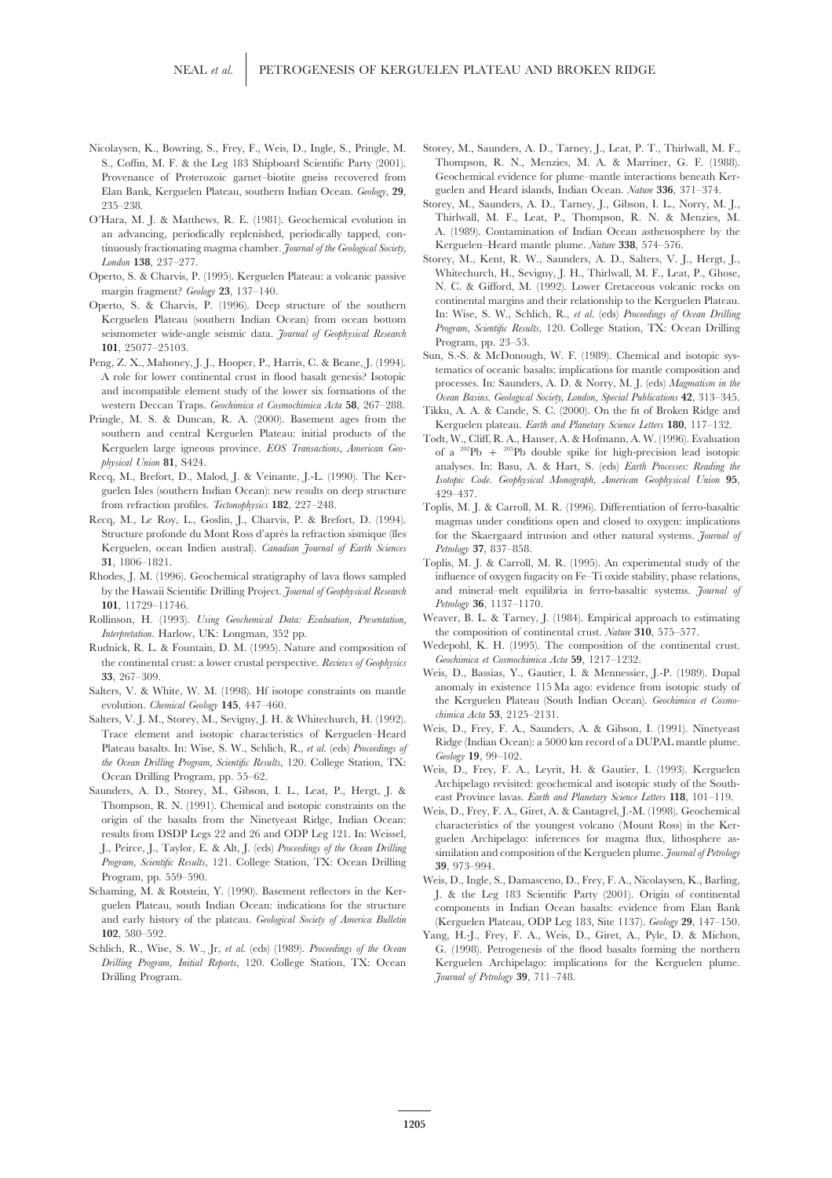Nicolaysen, K., Bowring, S., Frey, F., Weis, D., Ingle, S., Pringle, M. S., Coffin, M. F. & the Leg 183 Shipboard Scientific Party (2001). Provenance of Proterozoic garnet–biotite gneiss recovered from Elan Bank, Kerguelen Plateau, southern Indian Ocean. *Geology*, **29**, 235–238.

O'Hara, M. J. & Matthews, R. E. (1981). Geochemical evolution in an advancing, periodically replenished, periodically tapped, continuously fractionating magma chamber. *Journal of the Geological Society, London* **138**, 237–277.

Operto, S. & Charvis, P. (1995). Kerguelen Plateau: a volcanic passive margin fragment? *Geology* **23**, 137–140.

Operto, S. & Charvis, P. (1996). Deep structure of the southern Kerguelen Plateau (southern Indian Ocean) from ocean bottom seismometer wide-angle seismic data. *Journal of Geophysical Research* **101**, 25077–25103.

Peng, Z. X., Mahoney, J. J., Hooper, P., Harris, C. & Beane, J. (1994). A role for lower continental crust in flood basalt genesis? Isotopic and incompatible element study of the lower six formations of the western Deccan Traps. *Geochimica et Cosmochimica Acta* **58**, 267–288.

Pringle, M. S. & Duncan, R. A. (2000). Basement ages from the southern and central Kerguelen Plateau: initial products of the Kerguelen large igneous province. *EOS Transactions, American Geophysical Union* **81**, S424.

Recq, M., Brefort, D., Malod, J. & Veinante, J.-L. (1990). The Kerguelen Isles (southern Indian Ocean): new results on deep structure from refraction profiles. *Tectonophysics* **182**, 227–248.

Recq, M., Le Roy, L., Goslin, J., Charvis, P. & Brefort, D. (1994). Structure profonde du Mont Ross d'après la refraction sismique (îles Kerguelen, ocean Indien austral). *Canadian Journal of Earth Sciences* **31**, 1806–1821.

Rhodes, J. M. (1996). Geochemical stratigraphy of lava flows sampled by the Hawaii Scientific Drilling Project. *Journal of Geophysical Research* **101**, 11729–11746.

Rollinson, H. (1993). *Using Geochemical Data: Evaluation, Presentation, Interpretation*. Harlow, UK: Longman, 352 pp.

Rudnick, R. L. & Fountain, D. M. (1995). Nature and composition of the continental crust: a lower crustal perspective. *Reviews of Geophysics* **33**, 267–309.

Salters, V. & White, W. M. (1998). Hf isotope constraints on mantle evolution. *Chemical Geology* **145**, 447–460.

Salters, V. J. M., Storey, M., Sevigny, J. H. & Whitechurch, H. (1992). Trace element and isotopic characteristics of Kerguelen–Heard Plateau basalts. In: Wise, S. W., Schlich, R., *et al.* (eds) *Proceedings of the Ocean Drilling Program, Scientific Results*, 120. College Station, TX: Ocean Drilling Program, pp. 55–62.

Saunders, A. D., Storey, M., Gibson, I. L., Leat, P., Hergt, J. & Thompson, R. N. (1991). Chemical and isotopic constraints on the origin of the basalts from the Ninetyeast Ridge, Indian Ocean: results from DSDP Legs 22 and 26 and ODP Leg 121. In: Weissel, J., Peirce, J., Taylor, E. & Alt, J. (eds) *Proceedings of the Ocean Drilling Program, Scientific Results*, 121. College Station, TX: Ocean Drilling Program, pp. 559–590.

Schaming, M. & Rotstein, Y. (1990). Basement reflectors in the Kerguelen Plateau, south Indian Ocean: indications for the structure and early history of the plateau. *Geological Society of America Bulletin* **102**, 580–592.

Schlich, R., Wise, S. W., Jr, *et al.* (eds) (1989). *Proceedings of the Ocean Drilling Program, Initial Reports*, 120. College Station, TX: Ocean Drilling Program.

Storey, M., Saunders, A. D., Tarney, J., Leat, P. T., Thirlwall, M. F., Thompson, R. N., Menzies, M. A. & Marriner, G. F. (1988). Geochemical evidence for plume–mantle interactions beneath Kerguelen and Heard islands, Indian Ocean. *Nature* **336**, 371–374.

Storey, M., Saunders, A. D., Tarney, J., Gibson, I. L., Norry, M. J., Thirlwall, M. F., Leat, P., Thompson, R. N. & Menzies, M. A. (1989). Contamination of Indian Ocean asthenosphere by the Kerguelen–Heard mantle plume. *Nature* **338**, 574–576.

Storey, M., Kent, R. W., Saunders, A. D., Salters, V. J., Hergt, J., Whitechurch, H., Sevigny, J. H., Thirlwall, M. F., Leat, P., Ghose, N. C. & Gifford, M. (1992). Lower Cretaceous volcanic rocks on continental margins and their relationship to the Kerguelen Plateau. In: Wise, S. W., Schlich, R., *et al.* (eds) *Proceedings of Ocean Drilling Program, Scientific Results*, 120. College Station, TX: Ocean Drilling Program, pp. 23–53.

Sun, S.-S. & McDonough, W. F. (1989). Chemical and isotopic systematics of oceanic basalts: implications for mantle composition and processes. In: Saunders, A. D. & Norry, M. J. (eds) *Magmatism in the Ocean Basins. Geological Society, London, Special Publications* **42**, 313–345.

Tikku, A. A. & Cande, S. C. (2000). On the fit of Broken Ridge and Kerguelen plateau. *Earth and Planetary Science Letters* **180**, 117–132.

Todt, W., Cliff, R. A., Hanser, A. & Hofmann, A. W. (1996). Evaluation of a $^{202}$Pb + $^{205}$Pb double spike for high-precision lead isotopic analyses. In: Basu, A. & Hart, S. (eds) *Earth Processes: Reading the Isotopic Code. Geophysical Monograph, American Geophysical Union* **95**, 429–437.

Toplis, M. J. & Carroll, M. R. (1996). Differentiation of ferro-basaltic magmas under conditions open and closed to oxygen: implications for the Skaergaard intrusion and other natural systems. *Journal of Petrology* **37**, 837–858.

Toplis, M. J. & Carroll, M. R. (1995). An experimental study of the influence of oxygen fugacity on Fe–Ti oxide stability, phase relations, and mineral–melt equilibria in ferro-basaltic systems. *Journal of Petrology* **36**, 1137–1170.

Weaver, B. L. & Tarney, J. (1984). Empirical approach to estimating the composition of continental crust. *Nature* **310**, 575–577.

Wedepohl, K. H. (1995). The composition of the continental crust. *Geochimica et Cosmochimica Acta* **59**, 1217–1232.

Weis, D., Bassias, Y., Gautier, I. & Mennessier, J.-P. (1989). Dupal anomaly in existence 115 Ma ago: evidence from isotopic study of the Kerguelen Plateau (South Indian Ocean). *Geochimica et Cosmochimica Acta* **53**, 2125–2131.

Weis, D., Frey, F. A., Saunders, A. & Gibson, I. (1991). Ninetyeast Ridge (Indian Ocean): a 5000 km record of a DUPAL mantle plume. *Geology* **19**, 99–102.

Weis, D., Frey, F. A., Leyrit, H. & Gautier, I. (1993). Kerguelen Archipelago revisited: geochemical and isotopic study of the Southeast Province lavas. *Earth and Planetary Science Letters* **118**, 101–119.

Weis, D., Frey, F. A., Giret, A. & Cantagrel, J.-M. (1998). Geochemical characteristics of the youngest volcano (Mount Ross) in the Kerguelen Archipelago: inferences for magma flux, lithosphere assimilation and composition of the Kerguelen plume. *Journal of Petrology* **39**, 973–994.

Weis, D., Ingle, S., Damasceno, D., Frey, F. A., Nicolaysen, K., Barling, J. & the Leg 183 Scientific Party (2001). Origin of continental components in Indian Ocean basalts: evidence from Elan Bank (Kerguelen Plateau, ODP Leg 183, Site 1137). *Geology* **29**, 147–150.

Yang, H.-J., Frey, F. A., Weis, D., Giret, A., Pyle, D. & Michon, G. (1998). Petrogenesis of the flood basalts forming the northern Kerguelen Archipelago: implications for the Kerguelen plume. *Journal of Petrology* **39**, 711–748.